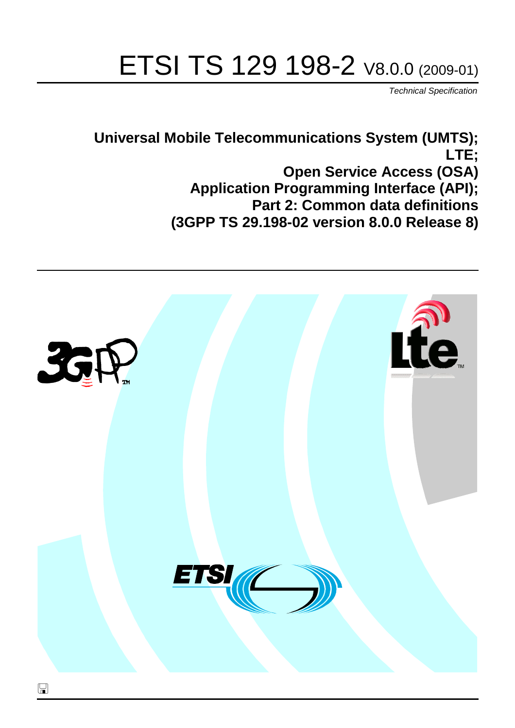# ETSI TS 129 198-2 V8.0.0 (2009-01)

*Technical Specification*

**Universal Mobile Telecommunications System (UMTS);**
**LTE;**
**Open Service Access (OSA)**
**Application Programming Interface (API);**
**Part 2: Common data definitions**
**(3GPP TS 29.198-02 version 8.0.0 Release 8)**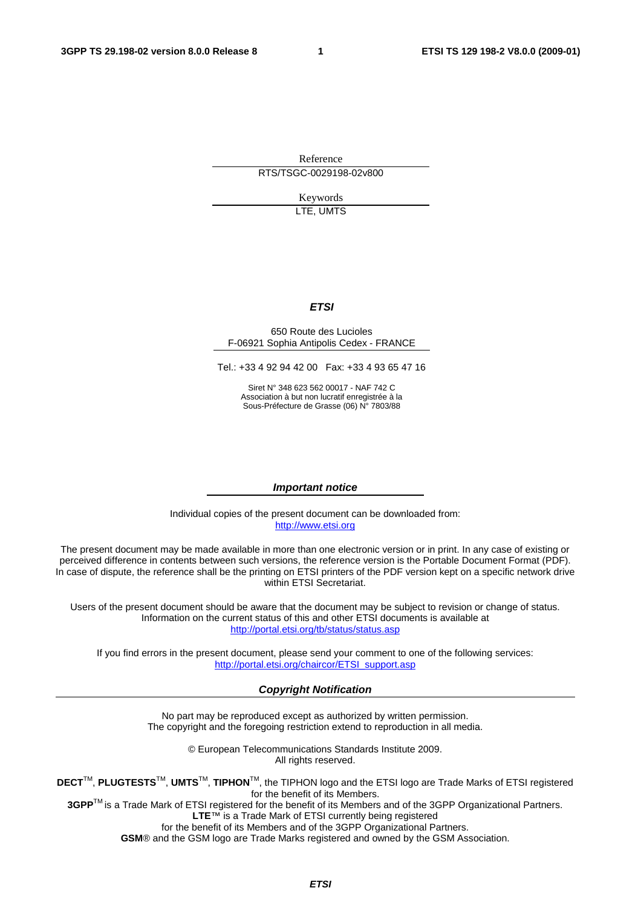Reference

RTS/TSGC-0029198-02v800

Keywords

LTE, UMTS

***ETSI***

650 Route des Lucioles
F-06921 Sophia Antipolis Cedex - FRANCE

Tel.: +33 4 92 94 42 00 Fax: +33 4 93 65 47 16

Siret N° 348 623 562 00017 - NAF 742 C
Association à but non lucratif enregistrée à la
Sous-Préfecture de Grasse (06) N° 7803/88

***Important notice***

Individual copies of the present document can be downloaded from:
http://www.etsi.org

The present document may be made available in more than one electronic version or in print. In any case of existing or perceived difference in contents between such versions, the reference version is the Portable Document Format (PDF). In case of dispute, the reference shall be the printing on ETSI printers of the PDF version kept on a specific network drive within ETSI Secretariat.

Users of the present document should be aware that the document may be subject to revision or change of status. Information on the current status of this and other ETSI documents is available at
http://portal.etsi.org/tb/status/status.asp

If you find errors in the present document, please send your comment to one of the following services:
http://portal.etsi.org/chaircor/ETSI_support.asp

***Copyright Notification***

No part may be reproduced except as authorized by written permission.
The copyright and the foregoing restriction extend to reproduction in all media.

© European Telecommunications Standards Institute 2009.
All rights reserved.

**DECT**TM, **PLUGTESTS**TM, **UMTS**TM, **TIPHON**TM, the TIPHON logo and the ETSI logo are Trade Marks of ETSI registered for the benefit of its Members.
**3GPP**TM is a Trade Mark of ETSI registered for the benefit of its Members and of the 3GPP Organizational Partners.
**LTE**™ is a Trade Mark of ETSI currently being registered
for the benefit of its Members and of the 3GPP Organizational Partners.
**GSM**® and the GSM logo are Trade Marks registered and owned by the GSM Association.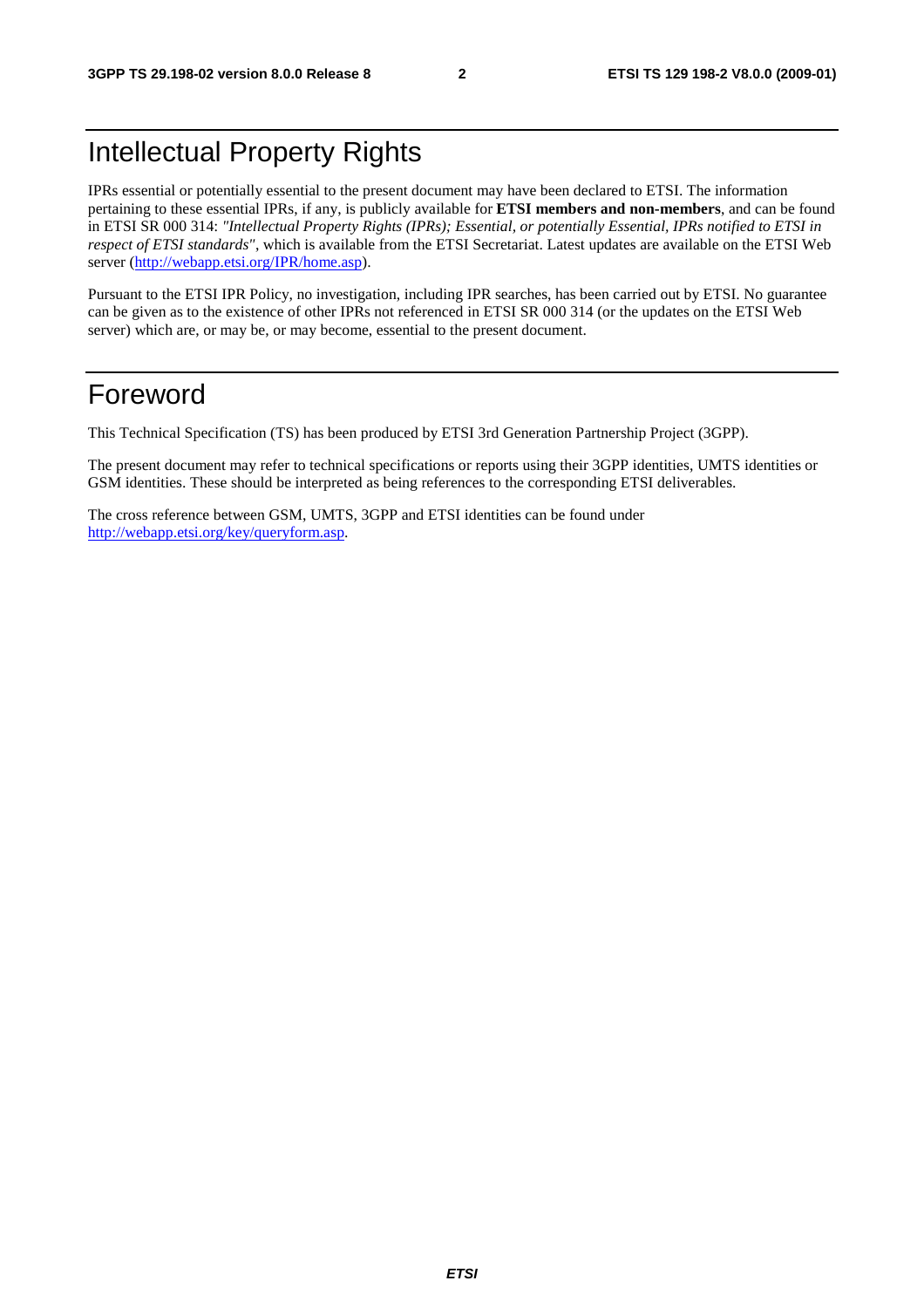# Intellectual Property Rights

IPRs essential or potentially essential to the present document may have been declared to ETSI. The information pertaining to these essential IPRs, if any, is publicly available for **ETSI members and non-members**, and can be found in ETSI SR 000 314: *"Intellectual Property Rights (IPRs); Essential, or potentially Essential, IPRs notified to ETSI in respect of ETSI standards"*, which is available from the ETSI Secretariat. Latest updates are available on the ETSI Web server (http://webapp.etsi.org/IPR/home.asp).

Pursuant to the ETSI IPR Policy, no investigation, including IPR searches, has been carried out by ETSI. No guarantee can be given as to the existence of other IPRs not referenced in ETSI SR 000 314 (or the updates on the ETSI Web server) which are, or may be, or may become, essential to the present document.

# Foreword

This Technical Specification (TS) has been produced by ETSI 3rd Generation Partnership Project (3GPP).

The present document may refer to technical specifications or reports using their 3GPP identities, UMTS identities or GSM identities. These should be interpreted as being references to the corresponding ETSI deliverables.

The cross reference between GSM, UMTS, 3GPP and ETSI identities can be found under http://webapp.etsi.org/key/queryform.asp.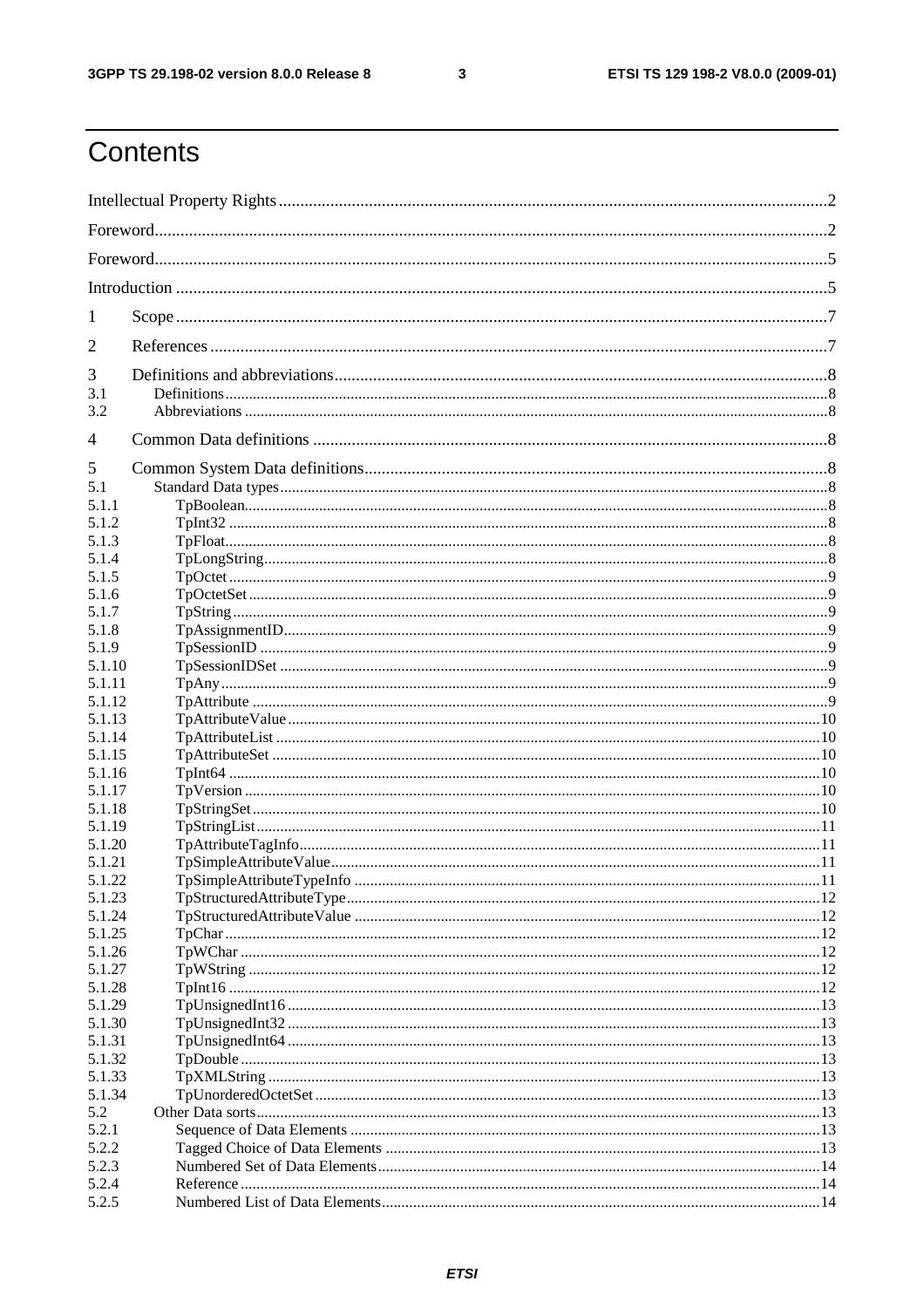# Contents

Intellectual Property Rights ....................................................................................................................2

Foreword....................................................................................................................................................2

Foreword....................................................................................................................................................5

Introduction ..............................................................................................................................................5

1 Scope ......................................................................................................................................................7

2 References ...............................................................................................................................................7

3 Definitions and abbreviations...................................................................................................................8
3.1 Definitions..............................................................................................................................................8
3.2 Abbreviations .........................................................................................................................................8

4 Common Data definitions ........................................................................................................................8

5 Common System Data definitions............................................................................................................8
5.1 Standard Data types.................................................................................................................................8
5.1.1 TpBoolean...........................................................................................................................................8
5.1.2 TpInt32 ...............................................................................................................................................8
5.1.3 TpFloat................................................................................................................................................8
5.1.4 TpLongString.......................................................................................................................................8
5.1.5 TpOctet ...............................................................................................................................................9
5.1.6 TpOctetSet ...........................................................................................................................................9
5.1.7 TpString ..............................................................................................................................................9
5.1.8 TpAssignmentID...................................................................................................................................9
5.1.9 TpSessionID ........................................................................................................................................9
5.1.10 TpSessionIDSet ..................................................................................................................................9
5.1.11 TpAny.................................................................................................................................................9
5.1.12 TpAttribute .........................................................................................................................................9
5.1.13 TpAttributeValue...............................................................................................................................10
5.1.14 TpAttributeList ..................................................................................................................................10
5.1.15 TpAttributeSet ...................................................................................................................................10
5.1.16 TpInt64 .............................................................................................................................................10
5.1.17 TpVersion .........................................................................................................................................10
5.1.18 TpStringSet........................................................................................................................................10
5.1.19 TpStringList.......................................................................................................................................11
5.1.20 TpAttributeTagInfo............................................................................................................................11
5.1.21 TpSimpleAttributeValue.....................................................................................................................11
5.1.22 TpSimpleAttributeTypeInfo ...............................................................................................................11
5.1.23 TpStructuredAttributeType.................................................................................................................12
5.1.24 TpStructuredAttributeValue ...............................................................................................................12
5.1.25 TpChar..............................................................................................................................................12
5.1.26 TpWChar ..........................................................................................................................................12
5.1.27 TpWString ........................................................................................................................................12
5.1.28 TpInt16 .............................................................................................................................................12
5.1.29 TpUnsignedInt16 ..............................................................................................................................13
5.1.30 TpUnsignedInt32 ..............................................................................................................................13
5.1.31 TpUnsignedInt64 ..............................................................................................................................13
5.1.32 TpDouble ..........................................................................................................................................13
5.1.33 TpXMLString ....................................................................................................................................13
5.1.34 TpUnorderedOctetSet ........................................................................................................................13
5.2 Other Data sorts.....................................................................................................................................13
5.2.1 Sequence of Data Elements .................................................................................................................13
5.2.2 Tagged Choice of Data Elements .........................................................................................................13
5.2.3 Numbered Set of Data Elements...........................................................................................................14
5.2.4 Reference ...........................................................................................................................................14
5.2.5 Numbered List of Data Elements..........................................................................................................14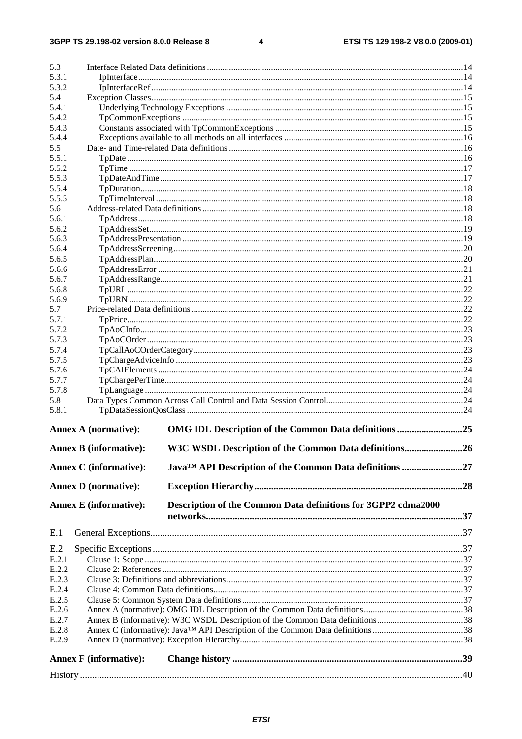5.3 Interface Related Data definitions ....................................................................................................................14
5.3.1 IpInterface.......................................................................................................................................................14
5.3.2 IpInterfaceRef.................................................................................................................................................14
5.4 Exception Classes................................................................................................................................................15
5.4.1 Underlying Technology Exceptions ................................................................................................................15
5.4.2 TpCommonExceptions ....................................................................................................................................15
5.4.3 Constants associated with TpCommonExceptions ..........................................................................................15
5.4.4 Exceptions available to all methods on all interfaces ......................................................................................16
5.5 Date- and Time-related Data definitions ............................................................................................................16
5.5.1 TpDate .............................................................................................................................................................16
5.5.2 TpTime ............................................................................................................................................................17
5.5.3 TpDateAndTime ..............................................................................................................................................17
5.5.4 TpDuration.......................................................................................................................................................18
5.5.5 TpTimeInterval ................................................................................................................................................18
5.6 Address-related Data definitions .......................................................................................................................18
5.6.1 TpAddress........................................................................................................................................................18
5.6.2 TpAddressSet...................................................................................................................................................19
5.6.3 TpAddressPresentation ....................................................................................................................................19
5.6.4 TpAddressScreening........................................................................................................................................20
5.6.5 TpAddressPlan.................................................................................................................................................20
5.6.6 TpAddressError ...............................................................................................................................................21
5.6.7 TpAddressRange..............................................................................................................................................21
5.6.8 TpURL.............................................................................................................................................................22
5.6.9 TpURN ............................................................................................................................................................22
5.7 Price-related Data definitions .............................................................................................................................22
5.7.1 TpPrice.............................................................................................................................................................22
5.7.2 TpAoCInfo.......................................................................................................................................................23
5.7.3 TpAoCOrder ....................................................................................................................................................23
5.7.4 TpCallAoCOrderCategory...............................................................................................................................23
5.7.5 TpChargeAdviceInfo .......................................................................................................................................23
5.7.6 TpCAIElements ...............................................................................................................................................24
5.7.7 TpChargePerTime............................................................................................................................................24
5.7.8 TpLanguage .....................................................................................................................................................24
5.8 Data Types Common Across Call Control and Data Session Control................................................................24
5.8.1 TpDataSessionQosClass ..................................................................................................................................24

**Annex A (normative): OMG IDL Description of the Common Data definitions ...........................25**

**Annex B (informative): W3C WSDL Description of the Common Data definitions........................26**

**Annex C (informative): Java™ API Description of the Common Data definitions .........................27**

**Annex D (normative): Exception Hierarchy.....................................................................................28**

**Annex E (informative): Description of the Common Data definitions for 3GPP2 cdma2000 networks.........................................................................................................37**

E.1 General Exceptions................................................................................................................................37

E.2 Specific Exceptions ...............................................................................................................................37
E.2.1 Clause 1: Scope ...............................................................................................................................................37
E.2.2 Clause 2: References .......................................................................................................................................37
E.2.3 Clause 3: Definitions and abbreviations ..........................................................................................................37
E.2.4 Clause 4: Common Data definitions.................................................................................................................37
E.2.5 Clause 5: Common System Data definitions ...................................................................................................37
E.2.6 Annex A (normative): OMG IDL Description of the Common Data definitions ............................................38
E.2.7 Annex B (informative): W3C WSDL Description of the Common Data definitions.......................................38
E.2.8 Annex C (informative): Java™ API Description of the Common Data definitions .........................................38
E.2.9 Annex D (normative): Exception Hierarchy....................................................................................................38

**Annex F (informative): Change history ..............................................................................................39**

History ............................................................................................................................................................40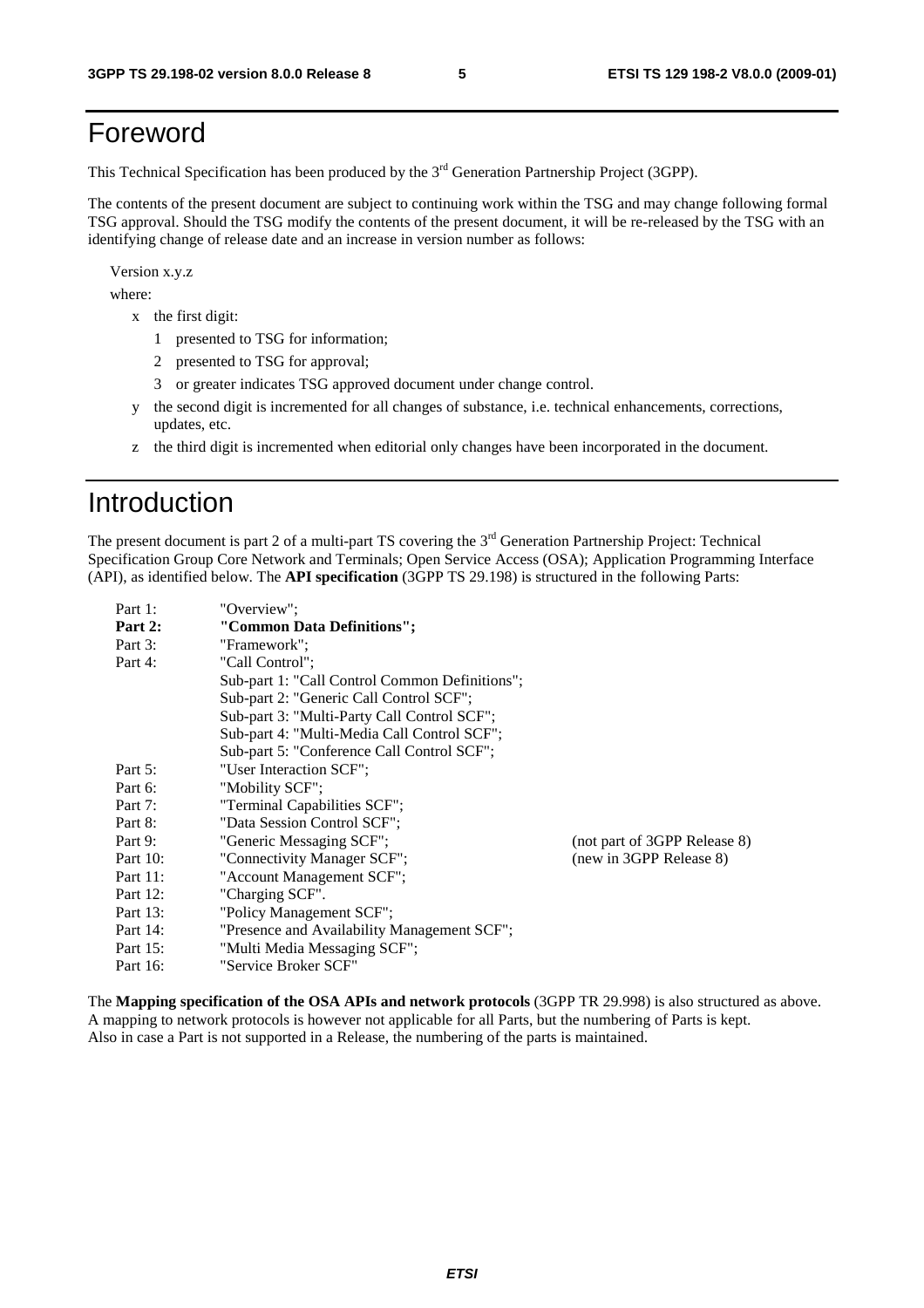# Foreword

This Technical Specification has been produced by the 3rd Generation Partnership Project (3GPP).

The contents of the present document are subject to continuing work within the TSG and may change following formal TSG approval. Should the TSG modify the contents of the present document, it will be re-released by the TSG with an identifying change of release date and an increase in version number as follows:

Version x.y.z

where:

- x the first digit:
  - 1 presented to TSG for information;
  - 2 presented to TSG for approval;
  - 3 or greater indicates TSG approved document under change control.
- y the second digit is incremented for all changes of substance, i.e. technical enhancements, corrections, updates, etc.
- z the third digit is incremented when editorial only changes have been incorporated in the document.

# Introduction

The present document is part 2 of a multi-part TS covering the 3rd Generation Partnership Project: Technical Specification Group Core Network and Terminals; Open Service Access (OSA); Application Programming Interface (API), as identified below. The **API specification** (3GPP TS 29.198) is structured in the following Parts:

| | | |
|---|---|---|
| Part 1: | "Overview"; | |
| **Part 2:** | **"Common Data Definitions";** | |
| Part 3: | "Framework"; | |
| Part 4: | "Call Control"; | |
| | Sub-part 1: "Call Control Common Definitions"; | |
| | Sub-part 2: "Generic Call Control SCF"; | |
| | Sub-part 3: "Multi-Party Call Control SCF"; | |
| | Sub-part 4: "Multi-Media Call Control SCF"; | |
| | Sub-part 5: "Conference Call Control SCF"; | |
| Part 5: | "User Interaction SCF"; | |
| Part 6: | "Mobility SCF"; | |
| Part 7: | "Terminal Capabilities SCF"; | |
| Part 8: | "Data Session Control SCF"; | |
| Part 9: | "Generic Messaging SCF"; | (not part of 3GPP Release 8) |
| Part 10: | "Connectivity Manager SCF"; | (new in 3GPP Release 8) |
| Part 11: | "Account Management SCF"; | |
| Part 12: | "Charging SCF". | |
| Part 13: | "Policy Management SCF"; | |
| Part 14: | "Presence and Availability Management SCF"; | |
| Part 15: | "Multi Media Messaging SCF"; | |
| Part 16: | "Service Broker SCF" | |

The **Mapping specification of the OSA APIs and network protocols** (3GPP TR 29.998) is also structured as above. A mapping to network protocols is however not applicable for all Parts, but the numbering of Parts is kept. Also in case a Part is not supported in a Release, the numbering of the parts is maintained.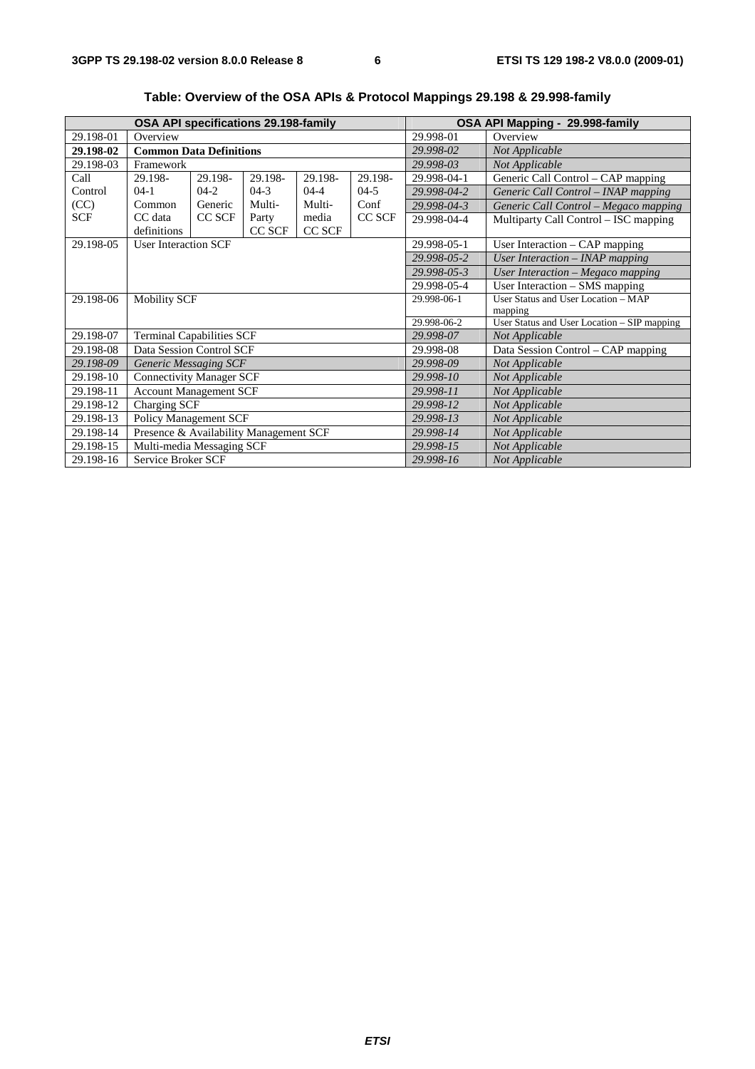**Table: Overview of the OSA APIs & Protocol Mappings 29.198 & 29.998-family**

| OSA API specifications 29.198-family | | | | | | OSA API Mapping - 29.998-family | |
|---|---|---|---|---|---|---|---|
| 29.198-01 | Overview | | | | | 29.998-01 | Overview |
| **29.198-02** | **Common Data Definitions** | | | | | *29.998-02* | *Not Applicable* |
| 29.198-03 | Framework | | | | | *29.998-03* | *Not Applicable* |
| Call Control (CC) SCF | 29.198-04-1 Common CC data definitions | 29.198-04-2 Generic CC SCF | 29.198-04-3 Multi-Party CC SCF | 29.198-04-4 Multi-media CC SCF | 29.198-04-5 Conf CC SCF | 29.998-04-1 | Generic Call Control – CAP mapping |
| | | | | | | *29.998-04-2* | *Generic Call Control – INAP mapping* |
| | | | | | | *29.998-04-3* | *Generic Call Control – Megaco mapping* |
| | | | | | | 29.998-04-4 | Multiparty Call Control – ISC mapping |
| 29.198-05 | User Interaction SCF | | | | | 29.998-05-1 | User Interaction – CAP mapping |
| | | | | | | *29.998-05-2* | *User Interaction – INAP mapping* |
| | | | | | | *29.998-05-3* | *User Interaction – Megaco mapping* |
| | | | | | | 29.998-05-4 | User Interaction – SMS mapping |
| 29.198-06 | Mobility SCF | | | | | 29.998-06-1 | User Status and User Location – MAP mapping |
| | | | | | | 29.998-06-2 | User Status and User Location – SIP mapping |
| 29.198-07 | Terminal Capabilities SCF | | | | | *29.998-07* | *Not Applicable* |
| 29.198-08 | Data Session Control SCF | | | | | 29.998-08 | Data Session Control – CAP mapping |
| *29.198-09* | *Generic Messaging SCF* | | | | | *29.998-09* | *Not Applicable* |
| 29.198-10 | Connectivity Manager SCF | | | | | *29.998-10* | *Not Applicable* |
| 29.198-11 | Account Management SCF | | | | | *29.998-11* | *Not Applicable* |
| 29.198-12 | Charging SCF | | | | | *29.998-12* | *Not Applicable* |
| 29.198-13 | Policy Management SCF | | | | | *29.998-13* | *Not Applicable* |
| 29.198-14 | Presence & Availability Management SCF | | | | | *29.998-14* | *Not Applicable* |
| 29.198-15 | Multi-media Messaging SCF | | | | | *29.998-15* | *Not Applicable* |
| 29.198-16 | Service Broker SCF | | | | | *29.998-16* | *Not Applicable* |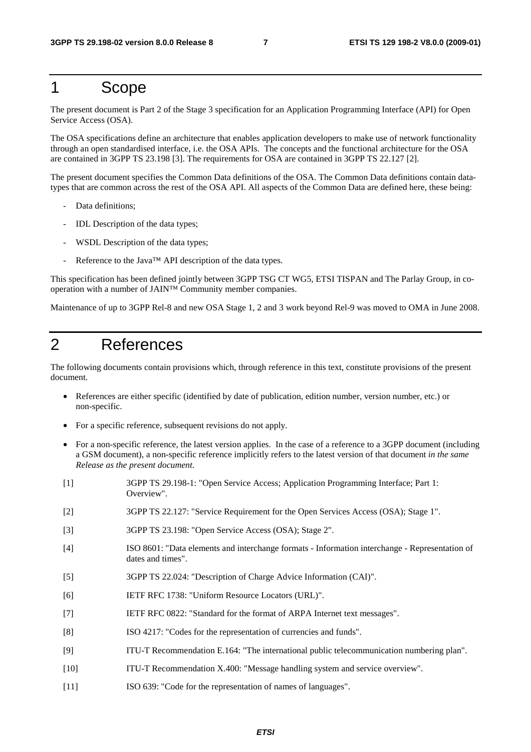# 1 Scope

The present document is Part 2 of the Stage 3 specification for an Application Programming Interface (API) for Open Service Access (OSA).

The OSA specifications define an architecture that enables application developers to make use of network functionality through an open standardised interface, i.e. the OSA APIs. The concepts and the functional architecture for the OSA are contained in 3GPP TS 23.198 [3]. The requirements for OSA are contained in 3GPP TS 22.127 [2].

The present document specifies the Common Data definitions of the OSA. The Common Data definitions contain data-types that are common across the rest of the OSA API. All aspects of the Common Data are defined here, these being:

- Data definitions;
- IDL Description of the data types;
- WSDL Description of the data types;
- Reference to the Java™ API description of the data types.

This specification has been defined jointly between 3GPP TSG CT WG5, ETSI TISPAN and The Parlay Group, in co-operation with a number of JAIN™ Community member companies.

Maintenance of up to 3GPP Rel-8 and new OSA Stage 1, 2 and 3 work beyond Rel-9 was moved to OMA in June 2008.

# 2 References

The following documents contain provisions which, through reference in this text, constitute provisions of the present document.

- References are either specific (identified by date of publication, edition number, version number, etc.) or non-specific.
- For a specific reference, subsequent revisions do not apply.
- For a non-specific reference, the latest version applies. In the case of a reference to a 3GPP document (including a GSM document), a non-specific reference implicitly refers to the latest version of that document *in the same Release as the present document*.

[1] 3GPP TS 29.198-1: "Open Service Access; Application Programming Interface; Part 1: Overview".

[2] 3GPP TS 22.127: "Service Requirement for the Open Services Access (OSA); Stage 1".

[3] 3GPP TS 23.198: "Open Service Access (OSA); Stage 2".

[4] ISO 8601: "Data elements and interchange formats - Information interchange - Representation of dates and times".

[5] 3GPP TS 22.024: "Description of Charge Advice Information (CAI)".

[6] IETF RFC 1738: "Uniform Resource Locators (URL)".

[7] IETF RFC 0822: "Standard for the format of ARPA Internet text messages".

[8] ISO 4217: "Codes for the representation of currencies and funds".

[9] ITU-T Recommendation E.164: "The international public telecommunication numbering plan".

[10] ITU-T Recommendation X.400: "Message handling system and service overview".

[11] ISO 639: "Code for the representation of names of languages".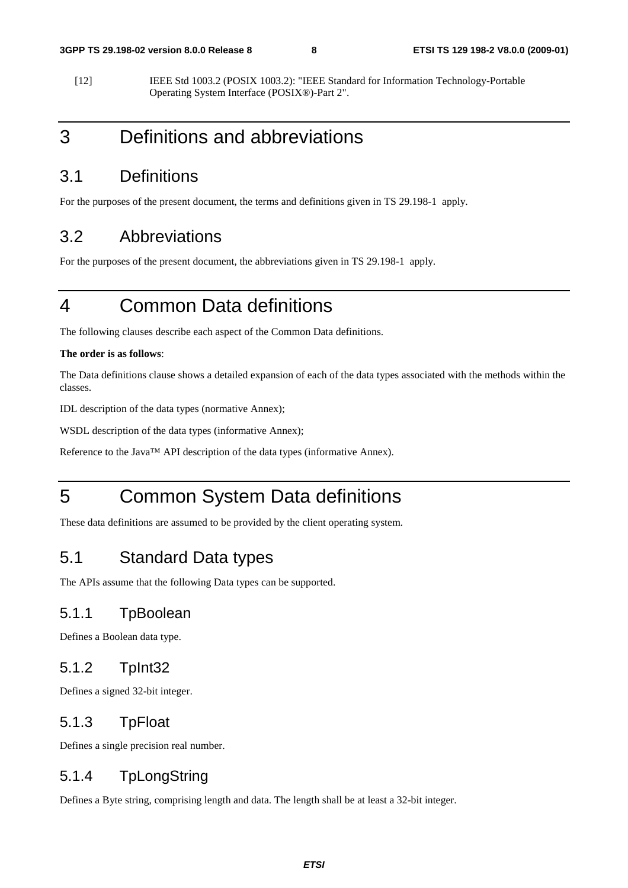[12] IEEE Std 1003.2 (POSIX 1003.2): "IEEE Standard for Information Technology-Portable Operating System Interface (POSIX®)-Part 2".

# 3 Definitions and abbreviations

## 3.1 Definitions

For the purposes of the present document, the terms and definitions given in TS 29.198-1 apply.

## 3.2 Abbreviations

For the purposes of the present document, the abbreviations given in TS 29.198-1 apply.

# 4 Common Data definitions

The following clauses describe each aspect of the Common Data definitions.

**The order is as follows**:

The Data definitions clause shows a detailed expansion of each of the data types associated with the methods within the classes.

IDL description of the data types (normative Annex);

WSDL description of the data types (informative Annex);

Reference to the Java™ API description of the data types (informative Annex).

# 5 Common System Data definitions

These data definitions are assumed to be provided by the client operating system.

## 5.1 Standard Data types

The APIs assume that the following Data types can be supported.

### 5.1.1 TpBoolean

Defines a Boolean data type.

### 5.1.2 TpInt32

Defines a signed 32-bit integer.

### 5.1.3 TpFloat

Defines a single precision real number.

### 5.1.4 TpLongString

Defines a Byte string, comprising length and data. The length shall be at least a 32-bit integer.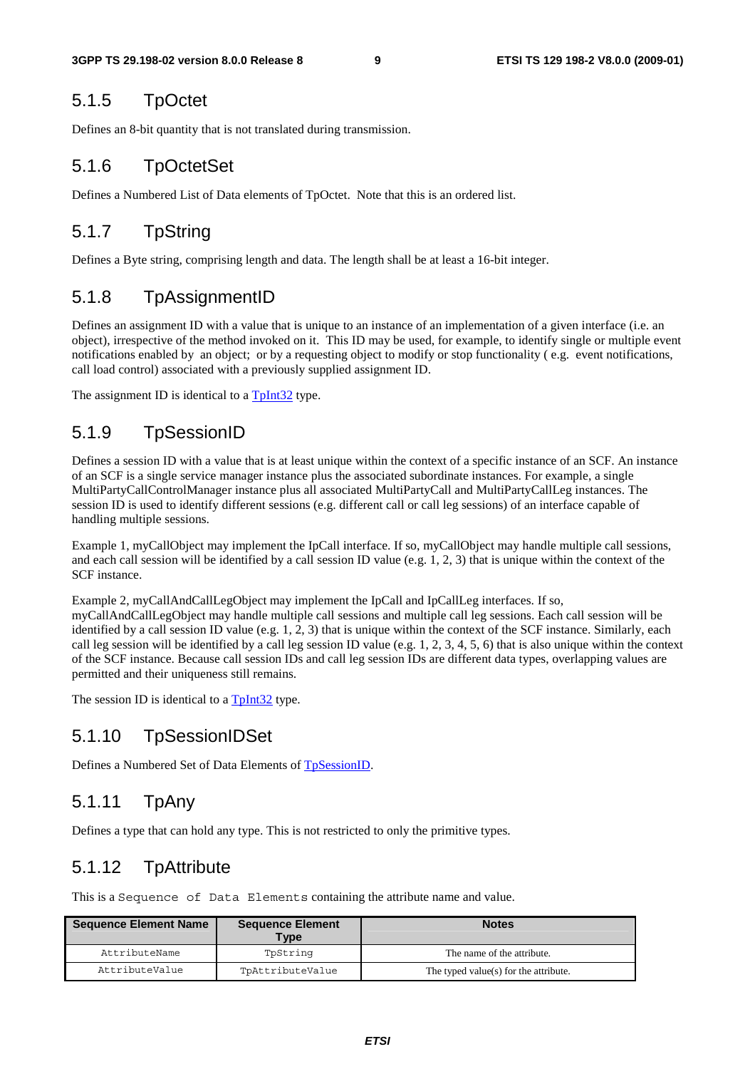### 5.1.5 TpOctet

Defines an 8-bit quantity that is not translated during transmission.

### 5.1.6 TpOctetSet

Defines a Numbered List of Data elements of TpOctet. Note that this is an ordered list.

### 5.1.7 TpString

Defines a Byte string, comprising length and data. The length shall be at least a 16-bit integer.

### 5.1.8 TpAssignmentID

Defines an assignment ID with a value that is unique to an instance of an implementation of a given interface (i.e. an object), irrespective of the method invoked on it. This ID may be used, for example, to identify single or multiple event notifications enabled by an object; or by a requesting object to modify or stop functionality ( e.g. event notifications, call load control) associated with a previously supplied assignment ID.

The assignment ID is identical to a TpInt32 type.

### 5.1.9 TpSessionID

Defines a session ID with a value that is at least unique within the context of a specific instance of an SCF. An instance of an SCF is a single service manager instance plus the associated subordinate instances. For example, a single MultiPartyCallControlManager instance plus all associated MultiPartyCall and MultiPartyCallLeg instances. The session ID is used to identify different sessions (e.g. different call or call leg sessions) of an interface capable of handling multiple sessions.

Example 1, myCallObject may implement the IpCall interface. If so, myCallObject may handle multiple call sessions, and each call session will be identified by a call session ID value (e.g. 1, 2, 3) that is unique within the context of the SCF instance.

Example 2, myCallAndCallLegObject may implement the IpCall and IpCallLeg interfaces. If so, myCallAndCallLegObject may handle multiple call sessions and multiple call leg sessions. Each call session will be identified by a call session ID value (e.g. 1, 2, 3) that is unique within the context of the SCF instance. Similarly, each call leg session will be identified by a call leg session ID value (e.g. 1, 2, 3, 4, 5, 6) that is also unique within the context of the SCF instance. Because call session IDs and call leg session IDs are different data types, overlapping values are permitted and their uniqueness still remains.

The session ID is identical to a TpInt32 type.

### 5.1.10 TpSessionIDSet

Defines a Numbered Set of Data Elements of TpSessionID.

### 5.1.11 TpAny

Defines a type that can hold any type. This is not restricted to only the primitive types.

### 5.1.12 TpAttribute

This is a `Sequence of Data Elements` containing the attribute name and value.

| Sequence Element Name | Sequence Element Type | Notes |
|---|---|---|
| AttributeName | TpString | The name of the attribute. |
| AttributeValue | TpAttributeValue | The typed value(s) for the attribute. |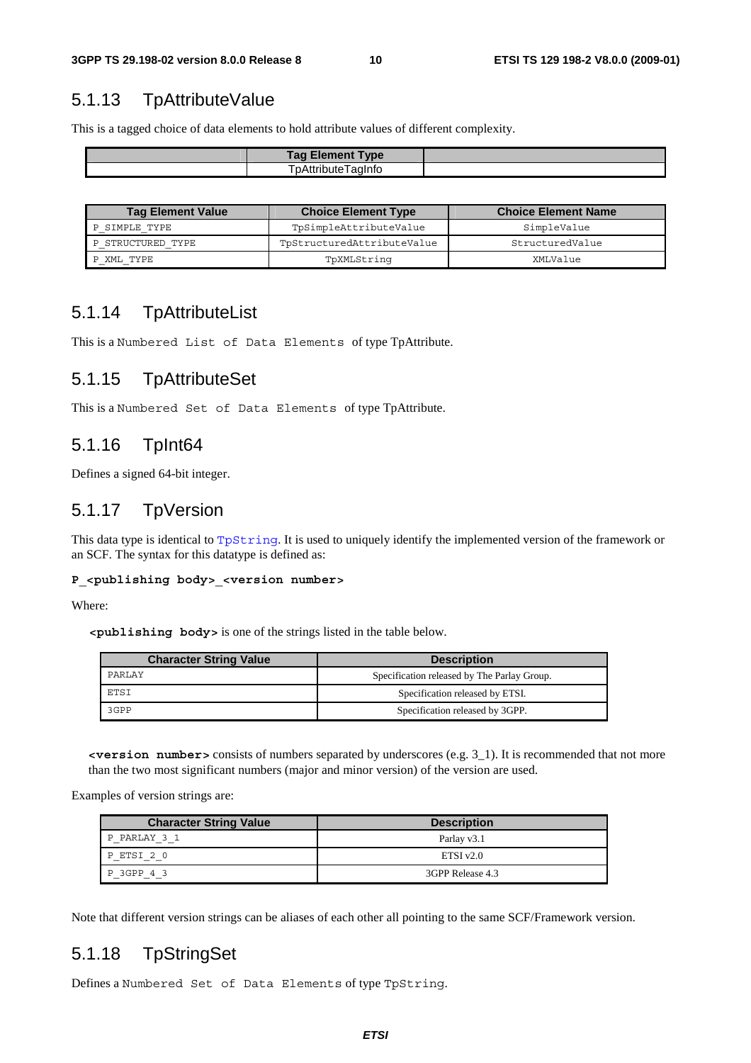## 5.1.13 TpAttributeValue

This is a tagged choice of data elements to hold attribute values of different complexity.

| | Tag Element Type | |
|---|---|---|
| | TpAttributeTagInfo | |

| Tag Element Value | Choice Element Type | Choice Element Name |
|---|---|---|
| P_SIMPLE_TYPE | TpSimpleAttributeValue | SimpleValue |
| P_STRUCTURED_TYPE | TpStructuredAttributeValue | StructuredValue |
| P_XML_TYPE | TpXMLString | XMLValue |

## 5.1.14 TpAttributeList

This is a Numbered List of Data Elements of type TpAttribute.

## 5.1.15 TpAttributeSet

This is a Numbered Set of Data Elements of type TpAttribute.

## 5.1.16 TpInt64

Defines a signed 64-bit integer.

## 5.1.17 TpVersion

This data type is identical to TpString. It is used to uniquely identify the implemented version of the framework or an SCF. The syntax for this datatype is defined as:

**P_<publishing body>_<version number>**

Where:

**<publishing body>** is one of the strings listed in the table below.

| Character String Value | Description |
|---|---|
| PARLAY | Specification released by The Parlay Group. |
| ETSI | Specification released by ETSI. |
| 3GPP | Specification released by 3GPP. |

**<version number>** consists of numbers separated by underscores (e.g. 3_1). It is recommended that not more than the two most significant numbers (major and minor version) of the version are used.

Examples of version strings are:

| Character String Value | Description |
|---|---|
| P_PARLAY_3_1 | Parlay v3.1 |
| P_ETSI_2_0 | ETSI v2.0 |
| P_3GPP_4_3 | 3GPP Release 4.3 |

Note that different version strings can be aliases of each other all pointing to the same SCF/Framework version.

## 5.1.18 TpStringSet

Defines a Numbered Set of Data Elements of type TpString.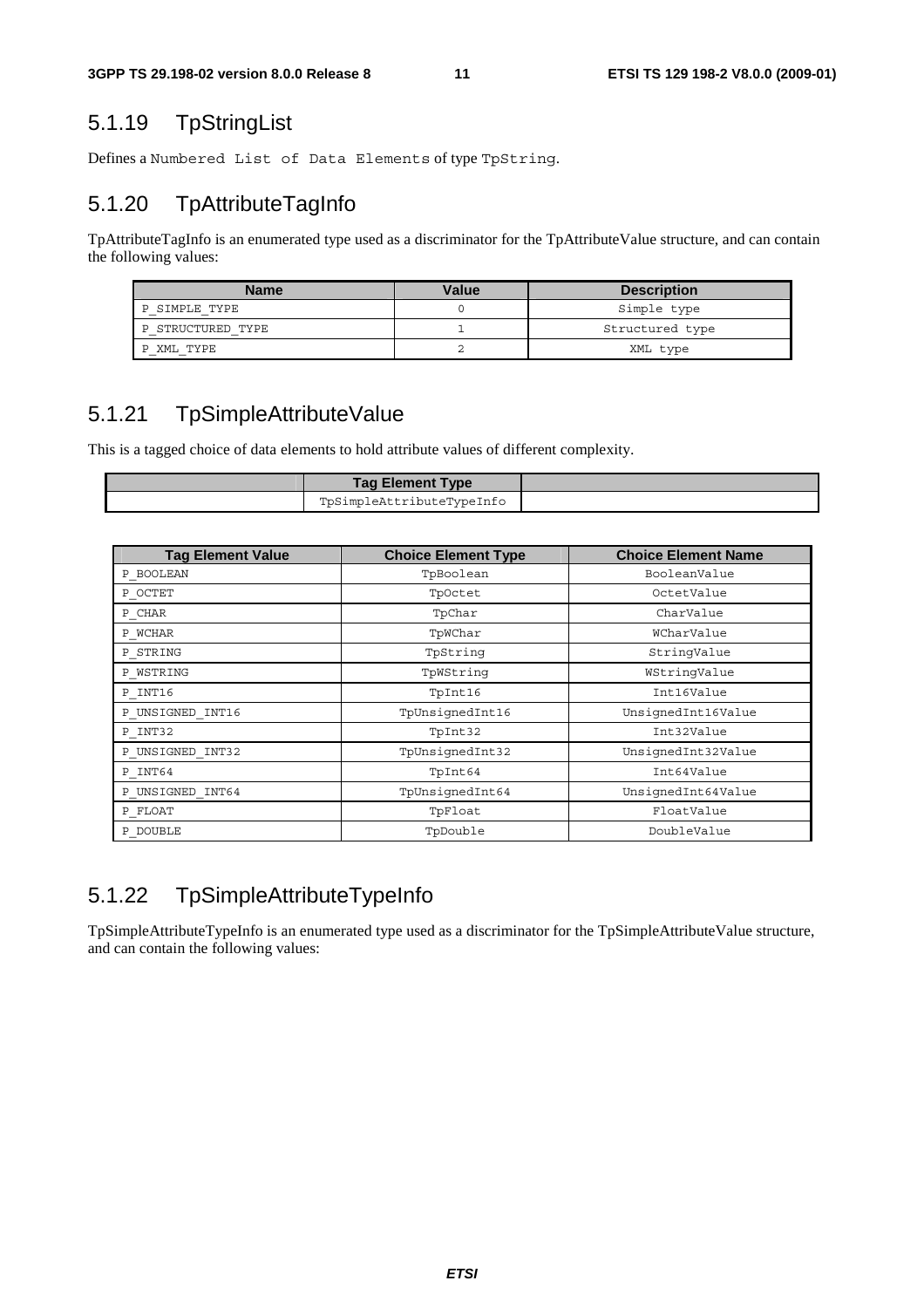## 5.1.19 TpStringList

Defines a `Numbered List of Data Elements` of type `TpString`.

## 5.1.20 TpAttributeTagInfo

TpAttributeTagInfo is an enumerated type used as a discriminator for the TpAttributeValue structure, and can contain the following values:

| Name | Value | Description |
|---|---|---|
| P_SIMPLE_TYPE | 0 | Simple type |
| P_STRUCTURED_TYPE | 1 | Structured type |
| P_XML_TYPE | 2 | XML type |

## 5.1.21 TpSimpleAttributeValue

This is a tagged choice of data elements to hold attribute values of different complexity.

| | Tag Element Type | |
|---|---|---|
| | TpSimpleAttributeTypeInfo | |

| Tag Element Value | Choice Element Type | Choice Element Name |
|---|---|---|
| P_BOOLEAN | TpBoolean | BooleanValue |
| P_OCTET | TpOctet | OctetValue |
| P_CHAR | TpChar | CharValue |
| P_WCHAR | TpWChar | WCharValue |
| P_STRING | TpString | StringValue |
| P_WSTRING | TpWString | WStringValue |
| P_INT16 | TpInt16 | Int16Value |
| P_UNSIGNED_INT16 | TpUnsignedInt16 | UnsignedInt16Value |
| P_INT32 | TpInt32 | Int32Value |
| P_UNSIGNED_INT32 | TpUnsignedInt32 | UnsignedInt32Value |
| P_INT64 | TpInt64 | Int64Value |
| P_UNSIGNED_INT64 | TpUnsignedInt64 | UnsignedInt64Value |
| P_FLOAT | TpFloat | FloatValue |
| P_DOUBLE | TpDouble | DoubleValue |

## 5.1.22 TpSimpleAttributeTypeInfo

TpSimpleAttributeTypeInfo is an enumerated type used as a discriminator for the TpSimpleAttributeValue structure, and can contain the following values: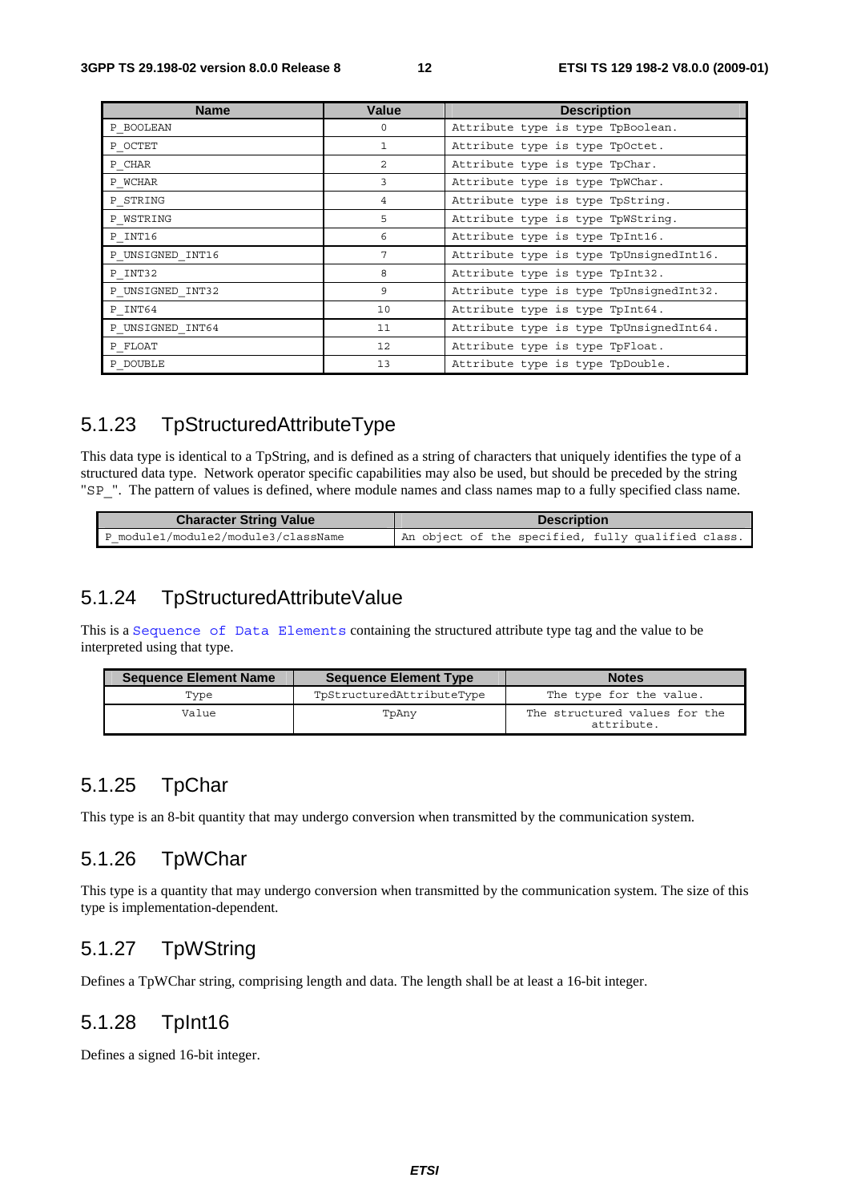| Name | Value | Description |
|---|---|---|
| P_BOOLEAN | 0 | Attribute type is type TpBoolean. |
| P_OCTET | 1 | Attribute type is type TpOctet. |
| P_CHAR | 2 | Attribute type is type TpChar. |
| P_WCHAR | 3 | Attribute type is type TpWChar. |
| P_STRING | 4 | Attribute type is type TpString. |
| P_WSTRING | 5 | Attribute type is type TpWString. |
| P_INT16 | 6 | Attribute type is type TpInt16. |
| P_UNSIGNED_INT16 | 7 | Attribute type is type TpUnsignedInt16. |
| P_INT32 | 8 | Attribute type is type TpInt32. |
| P_UNSIGNED_INT32 | 9 | Attribute type is type TpUnsignedInt32. |
| P_INT64 | 10 | Attribute type is type TpInt64. |
| P_UNSIGNED_INT64 | 11 | Attribute type is type TpUnsignedInt64. |
| P_FLOAT | 12 | Attribute type is type TpFloat. |
| P_DOUBLE | 13 | Attribute type is type TpDouble. |

## 5.1.23 TpStructuredAttributeType

This data type is identical to a TpString, and is defined as a string of characters that uniquely identifies the type of a structured data type. Network operator specific capabilities may also be used, but should be preceded by the string "SP_". The pattern of values is defined, where module names and class names map to a fully specified class name.

| Character String Value | Description |
|---|---|
| P_module1/module2/module3/className | An object of the specified, fully qualified class. |

## 5.1.24 TpStructuredAttributeValue

This is a Sequence of Data Elements containing the structured attribute type tag and the value to be interpreted using that type.

| Sequence Element Name | Sequence Element Type | Notes |
|---|---|---|
| Type | TpStructuredAttributeType | The type for the value. |
| Value | TpAny | The structured values for the attribute. |

## 5.1.25 TpChar

This type is an 8-bit quantity that may undergo conversion when transmitted by the communication system.

## 5.1.26 TpWChar

This type is a quantity that may undergo conversion when transmitted by the communication system. The size of this type is implementation-dependent.

## 5.1.27 TpWString

Defines a TpWChar string, comprising length and data. The length shall be at least a 16-bit integer.

## 5.1.28 TpInt16

Defines a signed 16-bit integer.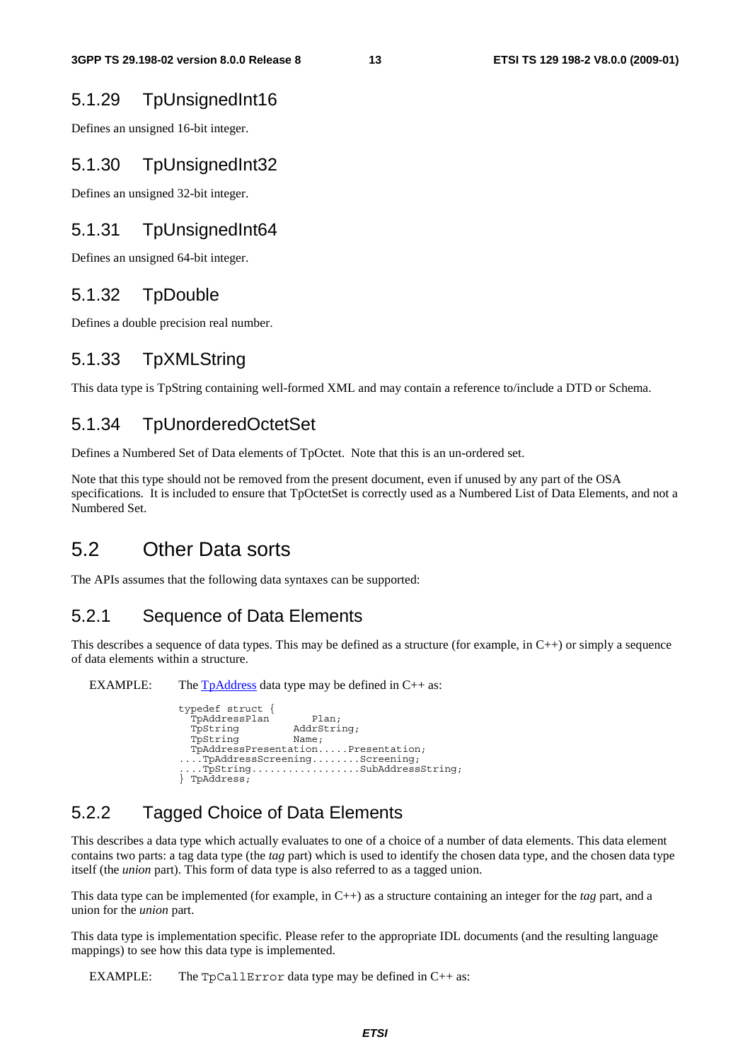### 5.1.29 TpUnsignedInt16

Defines an unsigned 16-bit integer.

### 5.1.30 TpUnsignedInt32

Defines an unsigned 32-bit integer.

### 5.1.31 TpUnsignedInt64

Defines an unsigned 64-bit integer.

### 5.1.32 TpDouble

Defines a double precision real number.

### 5.1.33 TpXMLString

This data type is TpString containing well-formed XML and may contain a reference to/include a DTD or Schema.

### 5.1.34 TpUnorderedOctetSet

Defines a Numbered Set of Data elements of TpOctet. Note that this is an un-ordered set.

Note that this type should not be removed from the present document, even if unused by any part of the OSA specifications. It is included to ensure that TpOctetSet is correctly used as a Numbered List of Data Elements, and not a Numbered Set.

## 5.2 Other Data sorts

The APIs assumes that the following data syntaxes can be supported:

### 5.2.1 Sequence of Data Elements

This describes a sequence of data types. This may be defined as a structure (for example, in C++) or simply a sequence of data elements within a structure.

EXAMPLE: The TpAddress data type may be defined in C++ as:

```
typedef struct {
  TpAddressPlan        Plan;
  TpString         AddrString;
  TpString         Name;
  TpAddressPresentation.....Presentation;
....TpAddressScreening........Screening;
....TpString..................SubAddressString;
} TpAddress;
```

### 5.2.2 Tagged Choice of Data Elements

This describes a data type which actually evaluates to one of a choice of a number of data elements. This data element contains two parts: a tag data type (the *tag* part) which is used to identify the chosen data type, and the chosen data type itself (the *union* part). This form of data type is also referred to as a tagged union.

This data type can be implemented (for example, in C++) as a structure containing an integer for the *tag* part, and a union for the *union* part.

This data type is implementation specific. Please refer to the appropriate IDL documents (and the resulting language mappings) to see how this data type is implemented.

EXAMPLE: The `TpCallError` data type may be defined in C++ as: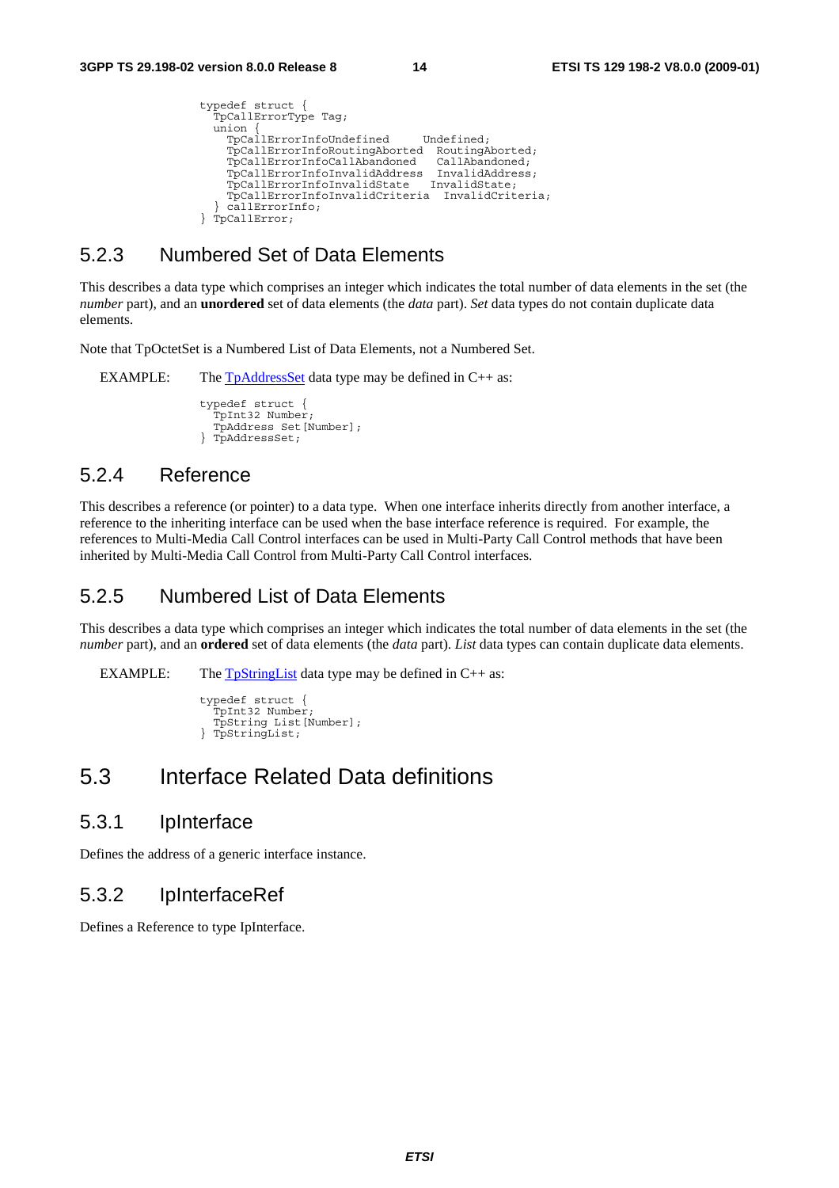```
typedef struct {
  TpCallErrorType Tag;
  union {
    TpCallErrorInfoUndefined     Undefined;
    TpCallErrorInfoRoutingAborted  RoutingAborted;
    TpCallErrorInfoCallAbandoned   CallAbandoned;
    TpCallErrorInfoInvalidAddress  InvalidAddress;
    TpCallErrorInfoInvalidState   InvalidState;
    TpCallErrorInfoInvalidCriteria  InvalidCriteria;
  } callErrorInfo;
} TpCallError;
```

### 5.2.3 Numbered Set of Data Elements

This describes a data type which comprises an integer which indicates the total number of data elements in the set (the *number* part), and an **unordered** set of data elements (the *data* part). *Set* data types do not contain duplicate data elements.

Note that TpOctetSet is a Numbered List of Data Elements, not a Numbered Set.

EXAMPLE: The TpAddressSet data type may be defined in C++ as:

```
typedef struct {
  TpInt32 Number;
  TpAddress Set[Number];
} TpAddressSet;
```

### 5.2.4 Reference

This describes a reference (or pointer) to a data type. When one interface inherits directly from another interface, a reference to the inheriting interface can be used when the base interface reference is required. For example, the references to Multi-Media Call Control interfaces can be used in Multi-Party Call Control methods that have been inherited by Multi-Media Call Control from Multi-Party Call Control interfaces.

### 5.2.5 Numbered List of Data Elements

This describes a data type which comprises an integer which indicates the total number of data elements in the set (the *number* part), and an **ordered** set of data elements (the *data* part). *List* data types can contain duplicate data elements.

EXAMPLE: The TpStringList data type may be defined in C++ as:

```
typedef struct {
  TpInt32 Number;
  TpString List[Number];
} TpStringList;
```

## 5.3 Interface Related Data definitions

### 5.3.1 IpInterface

Defines the address of a generic interface instance.

### 5.3.2 IpInterfaceRef

Defines a Reference to type IpInterface.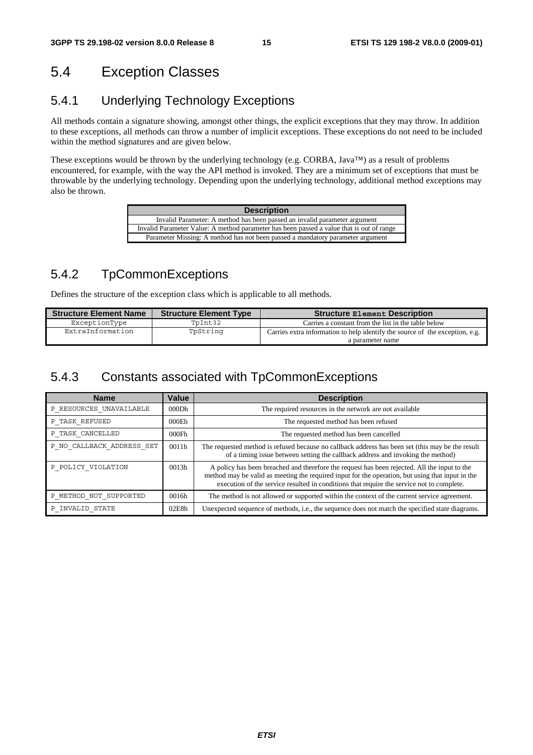## 5.4 Exception Classes

### 5.4.1 Underlying Technology Exceptions

All methods contain a signature showing, amongst other things, the explicit exceptions that they may throw. In addition to these exceptions, all methods can throw a number of implicit exceptions. These exceptions do not need to be included within the method signatures and are given below.

These exceptions would be thrown by the underlying technology (e.g. CORBA, Java™) as a result of problems encountered, for example, with the way the API method is invoked. They are a minimum set of exceptions that must be throwable by the underlying technology. Depending upon the underlying technology, additional method exceptions may also be thrown.

| Description |
| --- |
| Invalid Parameter: A method has been passed an invalid parameter argument |
| Invalid Parameter Value: A method parameter has been passed a value that is out of range |
| Parameter Missing: A method has not been passed a mandatory parameter argument |

### 5.4.2 TpCommonExceptions

Defines the structure of the exception class which is applicable to all methods.

| Structure Element Name | Structure Element Type | Structure Element Description |
| --- | --- | --- |
| ExceptionType | TpInt32 | Carries a constant from the list in the table below |
| ExtraInformation | TpString | Carries extra information to help identify the source of the exception, e.g. a parameter name |

### 5.4.3 Constants associated with TpCommonExceptions

| Name | Value | Description |
| --- | --- | --- |
| P_RESOURCES_UNAVAILABLE | 000Dh | The required resources in the network are not available |
| P_TASK_REFUSED | 000Eh | The requested method has been refused |
| P_TASK_CANCELLED | 000Fh | The requested method has been cancelled |
| P_NO_CALLBACK_ADDRESS_SET | 0011h | The requested method is refused because no callback address has been set (this may be the result of a timing issue between setting the callback address and invoking the method) |
| P_POLICY_VIOLATION | 0013h | A policy has been breached and therefore the request has been rejected. All the input to the method may be valid as meeting the required input for the operation, but using that input in the execution of the service resulted in conditions that require the service not to complete. |
| P_METHOD_NOT_SUPPORTED | 0016h | The method is not allowed or supported within the context of the current service agreement. |
| P_INVALID_STATE | 02E8h | Unexpected sequence of methods, i.e., the sequence does not match the specified state diagrams. |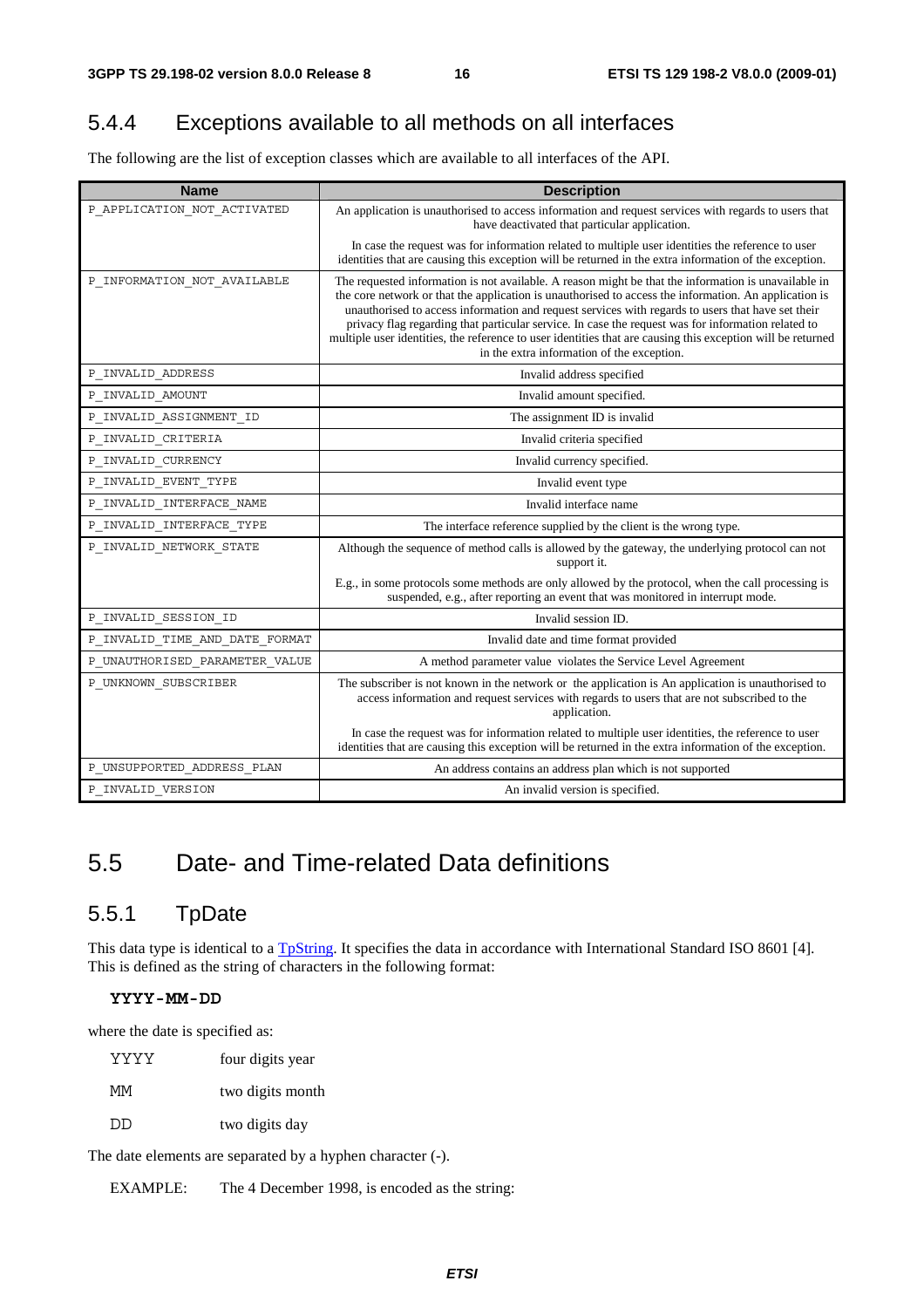### 5.4.4 Exceptions available to all methods on all interfaces

The following are the list of exception classes which are available to all interfaces of the API.

| Name | Description |
|---|---|
| P_APPLICATION_NOT_ACTIVATED | An application is unauthorised to access information and request services with regards to users that have deactivated that particular application.<br><br>In case the request was for information related to multiple user identities the reference to user identities that are causing this exception will be returned in the extra information of the exception. |
| P_INFORMATION_NOT_AVAILABLE | The requested information is not available. A reason might be that the information is unavailable in the core network or that the application is unauthorised to access the information. An application is unauthorised to access information and request services with regards to users that have set their privacy flag regarding that particular service. In case the request was for information related to multiple user identities, the reference to user identities that are causing this exception will be returned in the extra information of the exception. |
| P_INVALID_ADDRESS | Invalid address specified |
| P_INVALID_AMOUNT | Invalid amount specified. |
| P_INVALID_ASSIGNMENT_ID | The assignment ID is invalid |
| P_INVALID_CRITERIA | Invalid criteria specified |
| P_INVALID_CURRENCY | Invalid currency specified. |
| P_INVALID_EVENT_TYPE | Invalid event type |
| P_INVALID_INTERFACE_NAME | Invalid interface name |
| P_INVALID_INTERFACE_TYPE | The interface reference supplied by the client is the wrong type. |
| P_INVALID_NETWORK_STATE | Although the sequence of method calls is allowed by the gateway, the underlying protocol can not support it.<br><br>E.g., in some protocols some methods are only allowed by the protocol, when the call processing is suspended, e.g., after reporting an event that was monitored in interrupt mode. |
| P_INVALID_SESSION_ID | Invalid session ID. |
| P_INVALID_TIME_AND_DATE_FORMAT | Invalid date and time format provided |
| P_UNAUTHORISED_PARAMETER_VALUE | A method parameter value violates the Service Level Agreement |
| P_UNKNOWN_SUBSCRIBER | The subscriber is not known in the network or the application is An application is unauthorised to access information and request services with regards to users that are not subscribed to the application.<br><br>In case the request was for information related to multiple user identities, the reference to user identities that are causing this exception will be returned in the extra information of the exception. |
| P_UNSUPPORTED_ADDRESS_PLAN | An address contains an address plan which is not supported |
| P_INVALID_VERSION | An invalid version is specified. |

## 5.5 Date- and Time-related Data definitions

### 5.5.1 TpDate

This data type is identical to a TpString. It specifies the data in accordance with International Standard ISO 8601 [4]. This is defined as the string of characters in the following format:

**YYYY-MM-DD**

where the date is specified as:

| | |
|---|---|
| YYYY | four digits year |
| MM | two digits month |
| DD | two digits day |

The date elements are separated by a hyphen character (-).

EXAMPLE: The 4 December 1998, is encoded as the string: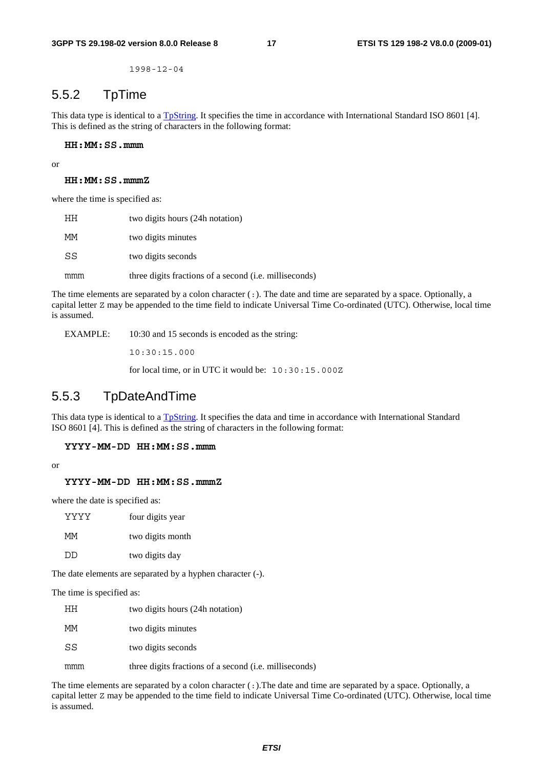```
1998-12-04
```

### 5.5.2 TpTime

This data type is identical to a TpString. It specifies the time in accordance with International Standard ISO 8601 [4]. This is defined as the string of characters in the following format:

**HH:MM:SS.mmm**

or

**HH:MM:SS.mmmZ**

where the time is specified as:

| | |
|---|---|
| HH | two digits hours (24h notation) |
| MM | two digits minutes |
| SS | two digits seconds |
| mmm | three digits fractions of a second (i.e. milliseconds) |

The time elements are separated by a colon character (:). The date and time are separated by a space. Optionally, a capital letter Z may be appended to the time field to indicate Universal Time Co-ordinated (UTC). Otherwise, local time is assumed.

EXAMPLE: 10:30 and 15 seconds is encoded as the string:

```
10:30:15.000
```

for local time, or in UTC it would be: `10:30:15.000Z`

### 5.5.3 TpDateAndTime

This data type is identical to a TpString. It specifies the data and time in accordance with International Standard ISO 8601 [4]. This is defined as the string of characters in the following format:

**YYYY-MM-DD HH:MM:SS.mmm**

or

**YYYY-MM-DD HH:MM:SS.mmmZ**

where the date is specified as:

| | |
|---|---|
| YYYY | four digits year |
| MM | two digits month |
| DD | two digits day |

The date elements are separated by a hyphen character (-).

The time is specified as:

| | |
|---|---|
| HH | two digits hours (24h notation) |
| MM | two digits minutes |
| SS | two digits seconds |
| mmm | three digits fractions of a second (i.e. milliseconds) |

The time elements are separated by a colon character (:).The date and time are separated by a space. Optionally, a capital letter Z may be appended to the time field to indicate Universal Time Co-ordinated (UTC). Otherwise, local time is assumed.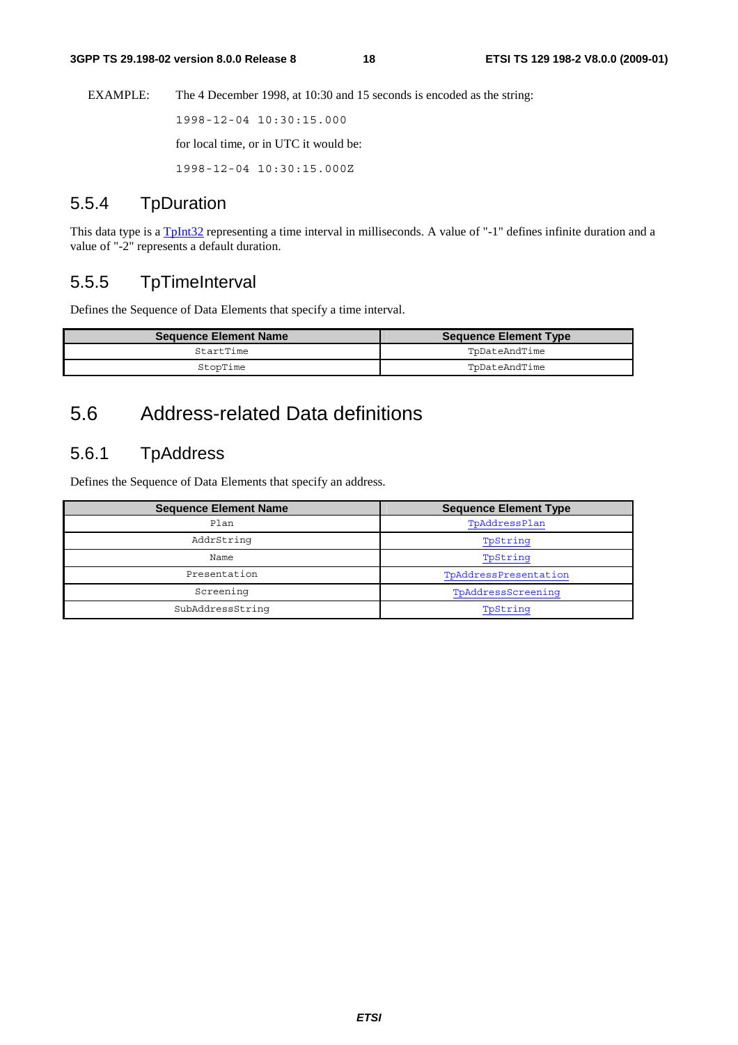EXAMPLE: The 4 December 1998, at 10:30 and 15 seconds is encoded as the string:

```
1998-12-04 10:30:15.000
```

for local time, or in UTC it would be:

```
1998-12-04 10:30:15.000Z
```

### 5.5.4 TpDuration

This data type is a TpInt32 representing a time interval in milliseconds. A value of "-1" defines infinite duration and a value of "-2" represents a default duration.

### 5.5.5 TpTimeInterval

Defines the Sequence of Data Elements that specify a time interval.

| Sequence Element Name | Sequence Element Type |
| --- | --- |
| StartTime | TpDateAndTime |
| StopTime | TpDateAndTime |

## 5.6 Address-related Data definitions

### 5.6.1 TpAddress

Defines the Sequence of Data Elements that specify an address.

| Sequence Element Name | Sequence Element Type |
| --- | --- |
| Plan | TpAddressPlan |
| AddrString | TpString |
| Name | TpString |
| Presentation | TpAddressPresentation |
| Screening | TpAddressScreening |
| SubAddressString | TpString |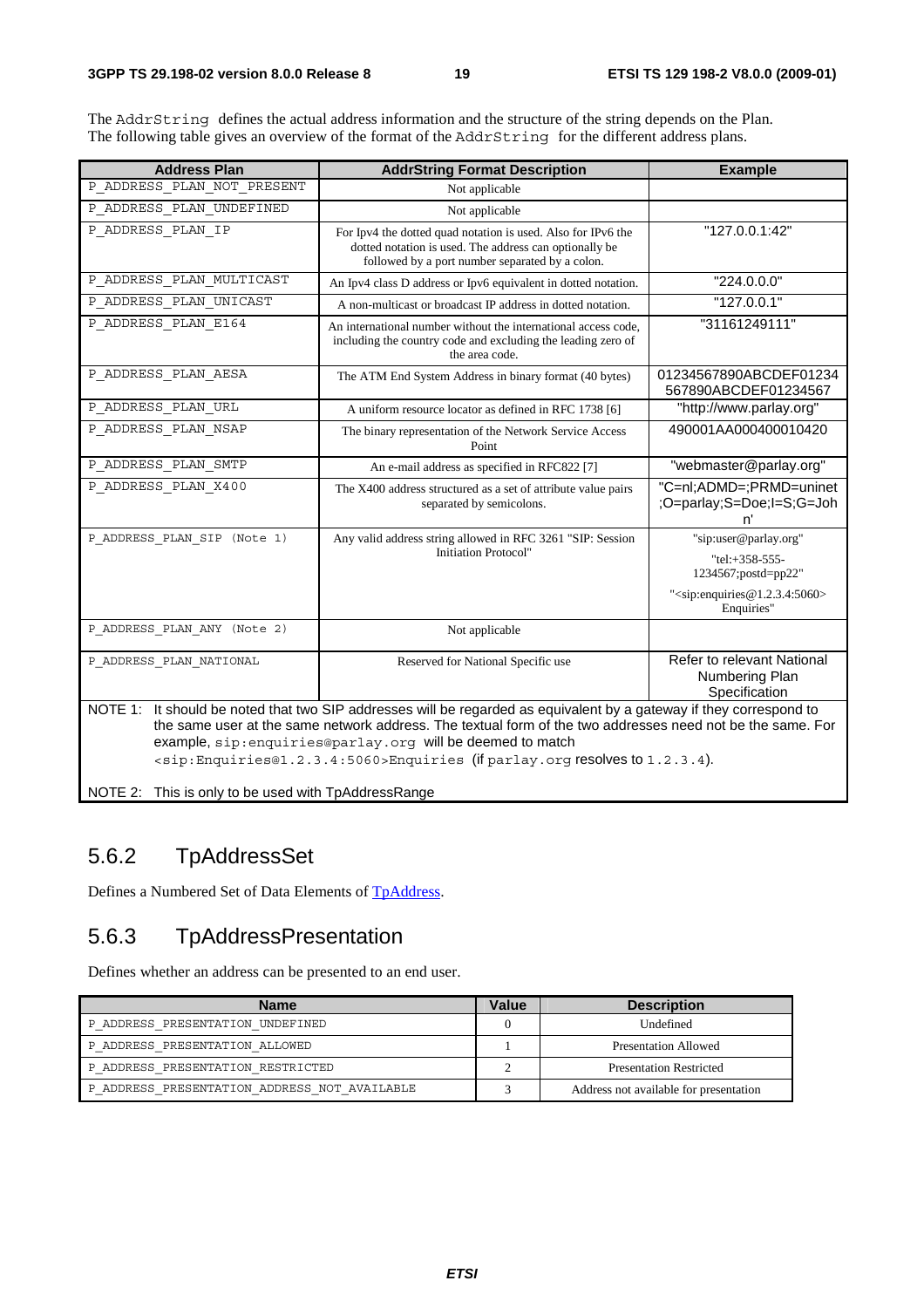The AddrString defines the actual address information and the structure of the string depends on the Plan. The following table gives an overview of the format of the AddrString for the different address plans.

| Address Plan | AddrString Format Description | Example |
|---|---|---|
| P_ADDRESS_PLAN_NOT_PRESENT | Not applicable | |
| P_ADDRESS_PLAN_UNDEFINED | Not applicable | |
| P_ADDRESS_PLAN_IP | For Ipv4 the dotted quad notation is used. Also for IPv6 the dotted notation is used. The address can optionally be followed by a port number separated by a colon. | "127.0.0.1:42" |
| P_ADDRESS_PLAN_MULTICAST | An Ipv4 class D address or Ipv6 equivalent in dotted notation. | "224.0.0.0" |
| P_ADDRESS_PLAN_UNICAST | A non-multicast or broadcast IP address in dotted notation. | "127.0.0.1" |
| P_ADDRESS_PLAN_E164 | An international number without the international access code, including the country code and excluding the leading zero of the area code. | "31161249111" |
| P_ADDRESS_PLAN_AESA | The ATM End System Address in binary format (40 bytes) | 01234567890ABCDEF01234567890ABCDEF01234567 |
| P_ADDRESS_PLAN_URL | A uniform resource locator as defined in RFC 1738 [6] | "http://www.parlay.org" |
| P_ADDRESS_PLAN_NSAP | The binary representation of the Network Service Access Point | 490001AA000400010420 |
| P_ADDRESS_PLAN_SMTP | An e-mail address as specified in RFC822 [7] | "webmaster@parlay.org" |
| P_ADDRESS_PLAN_X400 | The X400 address structured as a set of attribute value pairs separated by semicolons. | "C=nl;ADMD=;PRMD=uninet;O=parlay;S=Doe;I=S;G=John' |
| P_ADDRESS_PLAN_SIP (Note 1) | Any valid address string allowed in RFC 3261 "SIP: Session Initiation Protocol" | "sip:user@parlay.org"<br>"tel:+358-555-1234567;postd=pp22"<br>"<sip:enquiries@1.2.3.4:5060> Enquiries" |
| P_ADDRESS_PLAN_ANY (Note 2) | Not applicable | |
| P_ADDRESS_PLAN_NATIONAL | Reserved for National Specific use | Refer to relevant National Numbering Plan Specification |

NOTE 1: It should be noted that two SIP addresses will be regarded as equivalent by a gateway if they correspond to the same user at the same network address. The textual form of the two addresses need not be the same. For example, sip:enquiries@parlay.org will be deemed to match <sip:Enquiries@1.2.3.4:5060>Enquiries (if parlay.org resolves to 1.2.3.4).

NOTE 2: This is only to be used with TpAddressRange

## 5.6.2 TpAddressSet

Defines a Numbered Set of Data Elements of TpAddress.

## 5.6.3 TpAddressPresentation

Defines whether an address can be presented to an end user.

| Name | Value | Description |
|---|---|---|
| P_ADDRESS_PRESENTATION_UNDEFINED | 0 | Undefined |
| P_ADDRESS_PRESENTATION_ALLOWED | 1 | Presentation Allowed |
| P_ADDRESS_PRESENTATION_RESTRICTED | 2 | Presentation Restricted |
| P_ADDRESS_PRESENTATION_ADDRESS_NOT_AVAILABLE | 3 | Address not available for presentation |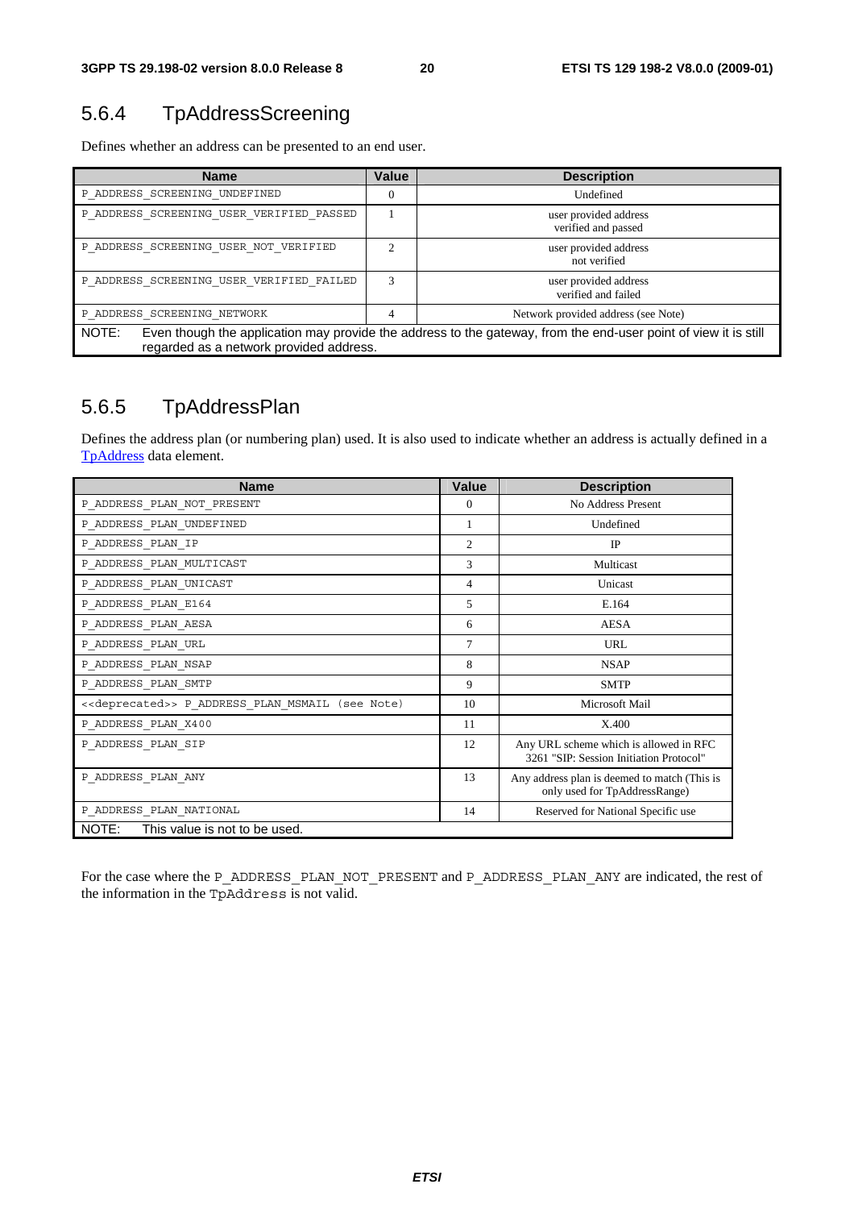## 5.6.4 TpAddressScreening

Defines whether an address can be presented to an end user.

| Name | Value | Description |
|---|---|---|
| P_ADDRESS_SCREENING_UNDEFINED | 0 | Undefined |
| P_ADDRESS_SCREENING_USER_VERIFIED_PASSED | 1 | user provided address verified and passed |
| P_ADDRESS_SCREENING_USER_NOT_VERIFIED | 2 | user provided address not verified |
| P_ADDRESS_SCREENING_USER_VERIFIED_FAILED | 3 | user provided address verified and failed |
| P_ADDRESS_SCREENING_NETWORK | 4 | Network provided address (see Note) |
| NOTE: Even though the application may provide the address to the gateway, from the end-user point of view it is still regarded as a network provided address. | | |

## 5.6.5 TpAddressPlan

Defines the address plan (or numbering plan) used. It is also used to indicate whether an address is actually defined in a TpAddress data element.

| Name | Value | Description |
|---|---|---|
| P_ADDRESS_PLAN_NOT_PRESENT | 0 | No Address Present |
| P_ADDRESS_PLAN_UNDEFINED | 1 | Undefined |
| P_ADDRESS_PLAN_IP | 2 | IP |
| P_ADDRESS_PLAN_MULTICAST | 3 | Multicast |
| P_ADDRESS_PLAN_UNICAST | 4 | Unicast |
| P_ADDRESS_PLAN_E164 | 5 | E.164 |
| P_ADDRESS_PLAN_AESA | 6 | AESA |
| P_ADDRESS_PLAN_URL | 7 | URL |
| P_ADDRESS_PLAN_NSAP | 8 | NSAP |
| P_ADDRESS_PLAN_SMTP | 9 | SMTP |
| <<deprecated>> P_ADDRESS_PLAN_MSMAIL (see Note) | 10 | Microsoft Mail |
| P_ADDRESS_PLAN_X400 | 11 | X.400 |
| P_ADDRESS_PLAN_SIP | 12 | Any URL scheme which is allowed in RFC 3261 "SIP: Session Initiation Protocol" |
| P_ADDRESS_PLAN_ANY | 13 | Any address plan is deemed to match (This is only used for TpAddressRange) |
| P_ADDRESS_PLAN_NATIONAL | 14 | Reserved for National Specific use |
| NOTE: This value is not to be used. | | |

For the case where the P_ADDRESS_PLAN_NOT_PRESENT and P_ADDRESS_PLAN_ANY are indicated, the rest of the information in the TpAddress is not valid.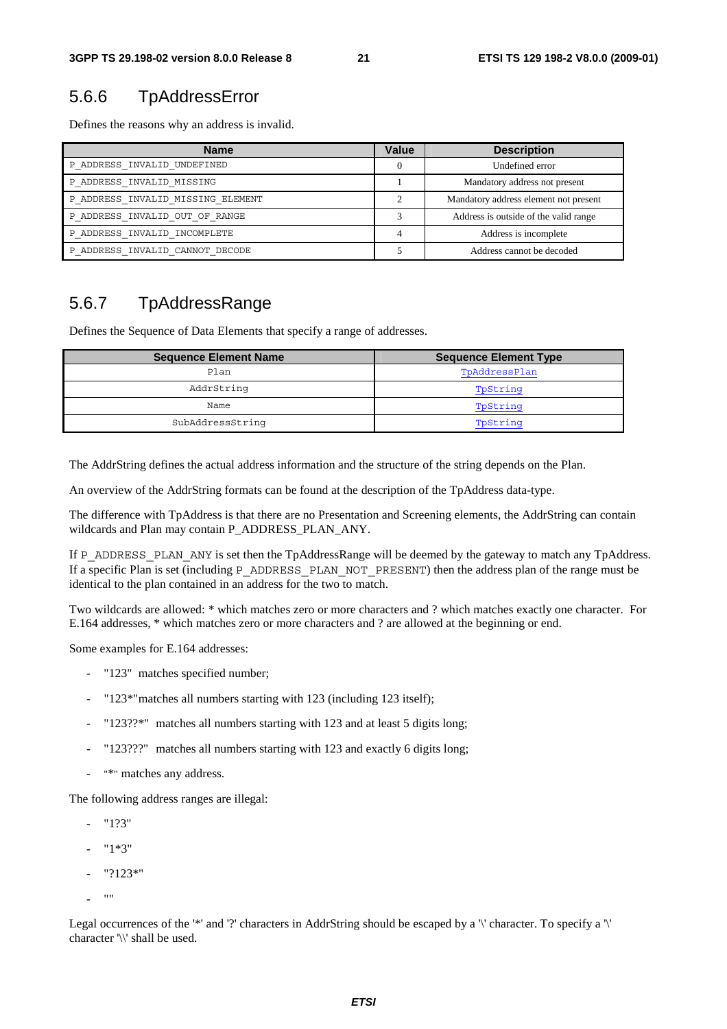## 5.6.6 TpAddressError

Defines the reasons why an address is invalid.

| Name | Value | Description |
|---|---|---|
| P_ADDRESS_INVALID_UNDEFINED | 0 | Undefined error |
| P_ADDRESS_INVALID_MISSING | 1 | Mandatory address not present |
| P_ADDRESS_INVALID_MISSING_ELEMENT | 2 | Mandatory address element not present |
| P_ADDRESS_INVALID_OUT_OF_RANGE | 3 | Address is outside of the valid range |
| P_ADDRESS_INVALID_INCOMPLETE | 4 | Address is incomplete |
| P_ADDRESS_INVALID_CANNOT_DECODE | 5 | Address cannot be decoded |

## 5.6.7 TpAddressRange

Defines the Sequence of Data Elements that specify a range of addresses.

| Sequence Element Name | Sequence Element Type |
|---|---|
| Plan | TpAddressPlan |
| AddrString | TpString |
| Name | TpString |
| SubAddressString | TpString |

The AddrString defines the actual address information and the structure of the string depends on the Plan.

An overview of the AddrString formats can be found at the description of the TpAddress data-type.

The difference with TpAddress is that there are no Presentation and Screening elements, the AddrString can contain wildcards and Plan may contain P_ADDRESS_PLAN_ANY.

If P_ADDRESS_PLAN_ANY is set then the TpAddressRange will be deemed by the gateway to match any TpAddress. If a specific Plan is set (including P_ADDRESS_PLAN_NOT_PRESENT) then the address plan of the range must be identical to the plan contained in an address for the two to match.

Two wildcards are allowed: * which matches zero or more characters and ? which matches exactly one character. For E.164 addresses, * which matches zero or more characters and ? are allowed at the beginning or end.

Some examples for E.164 addresses:

- "123" matches specified number;
- "123*"matches all numbers starting with 123 (including 123 itself);
- "123??*" matches all numbers starting with 123 and at least 5 digits long;
- "123???" matches all numbers starting with 123 and exactly 6 digits long;
- "*" matches any address.

The following address ranges are illegal:

- "1?3"
- "1*3"
- "?123*"
- ""

Legal occurrences of the '*' and '?' characters in AddrString should be escaped by a '\' character. To specify a '\' character '\\' shall be used.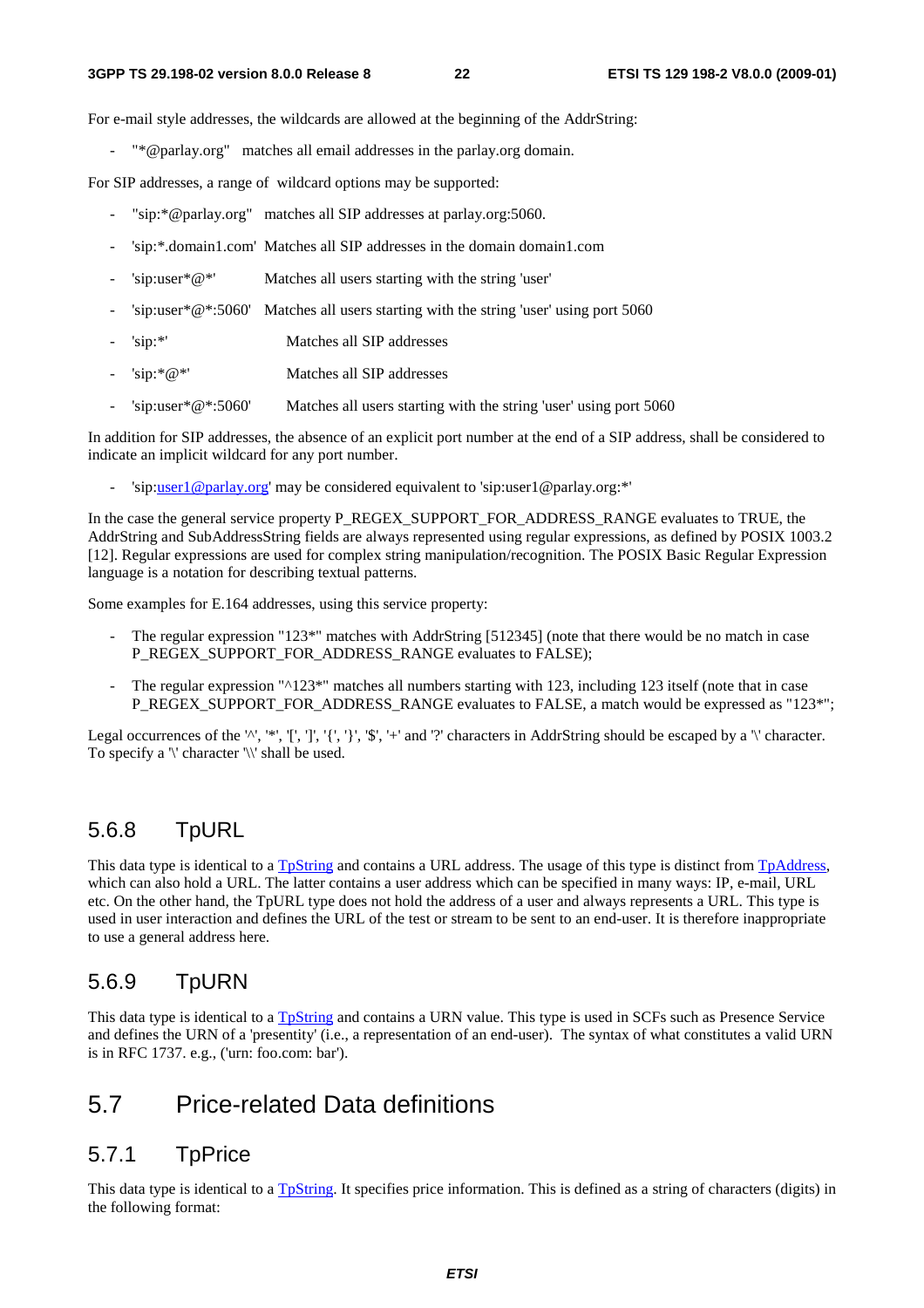For e-mail style addresses, the wildcards are allowed at the beginning of the AddrString:

- "*@parlay.org"   matches all email addresses in the parlay.org domain.

For SIP addresses, a range of  wildcard options may be supported:

- "sip:*@parlay.org"   matches all SIP addresses at parlay.org:5060.
- 'sip:*.domain1.com'  Matches all SIP addresses in the domain domain1.com
- 'sip:user*@*'   Matches all users starting with the string 'user'
- 'sip:user*@*:5060'  Matches all users starting with the string 'user' using port 5060
- 'sip:*'   Matches all SIP addresses
- 'sip:*@*'   Matches all SIP addresses
- 'sip:user*@*:5060'   Matches all users starting with the string 'user' using port 5060

In addition for SIP addresses, the absence of an explicit port number at the end of a SIP address, shall be considered to indicate an implicit wildcard for any port number.

- 'sip:user1@parlay.org' may be considered equivalent to 'sip:user1@parlay.org:*'

In the case the general service property P_REGEX_SUPPORT_FOR_ADDRESS_RANGE evaluates to TRUE, the AddrString and SubAddressString fields are always represented using regular expressions, as defined by POSIX 1003.2 [12]. Regular expressions are used for complex string manipulation/recognition. The POSIX Basic Regular Expression language is a notation for describing textual patterns.

Some examples for E.164 addresses, using this service property:

- The regular expression "123*" matches with AddrString [512345] (note that there would be no match in case P_REGEX_SUPPORT_FOR_ADDRESS_RANGE evaluates to FALSE);
- The regular expression "^123*" matches all numbers starting with 123, including 123 itself (note that in case P_REGEX_SUPPORT_FOR_ADDRESS_RANGE evaluates to FALSE, a match would be expressed as "123*";

Legal occurrences of the '^', '*', '[', ']', '{', '}', '$', '+' and '?' characters in AddrString should be escaped by a '\' character. To specify a '\' character '\\' shall be used.

### 5.6.8 TpURL

This data type is identical to a TpString and contains a URL address. The usage of this type is distinct from TpAddress, which can also hold a URL. The latter contains a user address which can be specified in many ways: IP, e-mail, URL etc. On the other hand, the TpURL type does not hold the address of a user and always represents a URL. This type is used in user interaction and defines the URL of the test or stream to be sent to an end-user. It is therefore inappropriate to use a general address here.

### 5.6.9 TpURN

This data type is identical to a TpString and contains a URN value. This type is used in SCFs such as Presence Service and defines the URN of a 'presentity' (i.e., a representation of an end-user).  The syntax of what constitutes a valid URN is in RFC 1737. e.g., ('urn: foo.com: bar').

## 5.7 Price-related Data definitions

### 5.7.1 TpPrice

This data type is identical to a TpString. It specifies price information. This is defined as a string of characters (digits) in the following format: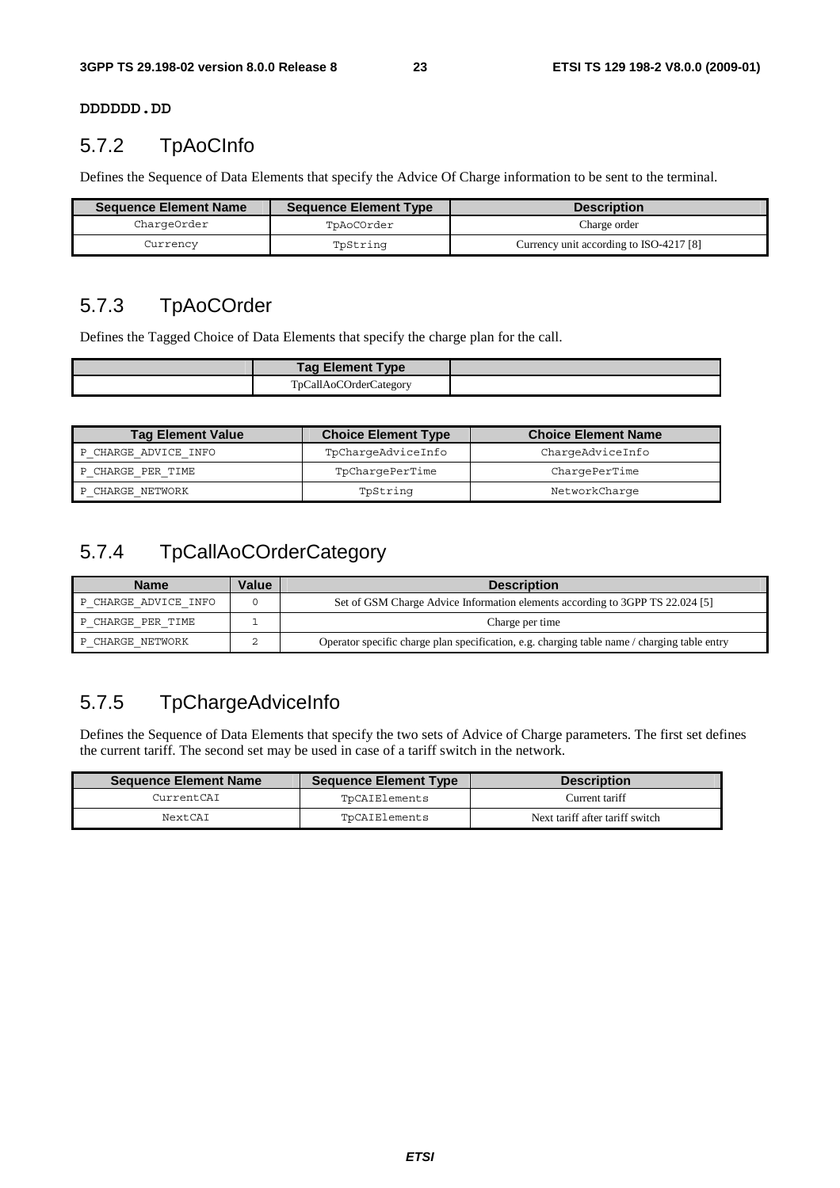**DDDDDD.DD**

## 5.7.2 TpAoCInfo

Defines the Sequence of Data Elements that specify the Advice Of Charge information to be sent to the terminal.

| Sequence Element Name | Sequence Element Type | Description |
|---|---|---|
| ChargeOrder | TpAoCOrder | Charge order |
| Currency | TpString | Currency unit according to ISO-4217 [8] |

## 5.7.3 TpAoCOrder

Defines the Tagged Choice of Data Elements that specify the charge plan for the call.

| | Tag Element Type | |
|---|---|---|
| | TpCallAoCOrderCategory | |

| Tag Element Value | Choice Element Type | Choice Element Name |
|---|---|---|
| P_CHARGE_ADVICE_INFO | TpChargeAdviceInfo | ChargeAdviceInfo |
| P_CHARGE_PER_TIME | TpChargePerTime | ChargePerTime |
| P_CHARGE_NETWORK | TpString | NetworkCharge |

## 5.7.4 TpCallAoCOrderCategory

| Name | Value | Description |
|---|---|---|
| P_CHARGE_ADVICE_INFO | 0 | Set of GSM Charge Advice Information elements according to 3GPP TS 22.024 [5] |
| P_CHARGE_PER_TIME | 1 | Charge per time |
| P_CHARGE_NETWORK | 2 | Operator specific charge plan specification, e.g. charging table name / charging table entry |

## 5.7.5 TpChargeAdviceInfo

Defines the Sequence of Data Elements that specify the two sets of Advice of Charge parameters. The first set defines the current tariff. The second set may be used in case of a tariff switch in the network.

| Sequence Element Name | Sequence Element Type | Description |
|---|---|---|
| CurrentCAI | TpCAIElements | Current tariff |
| NextCAI | TpCAIElements | Next tariff after tariff switch |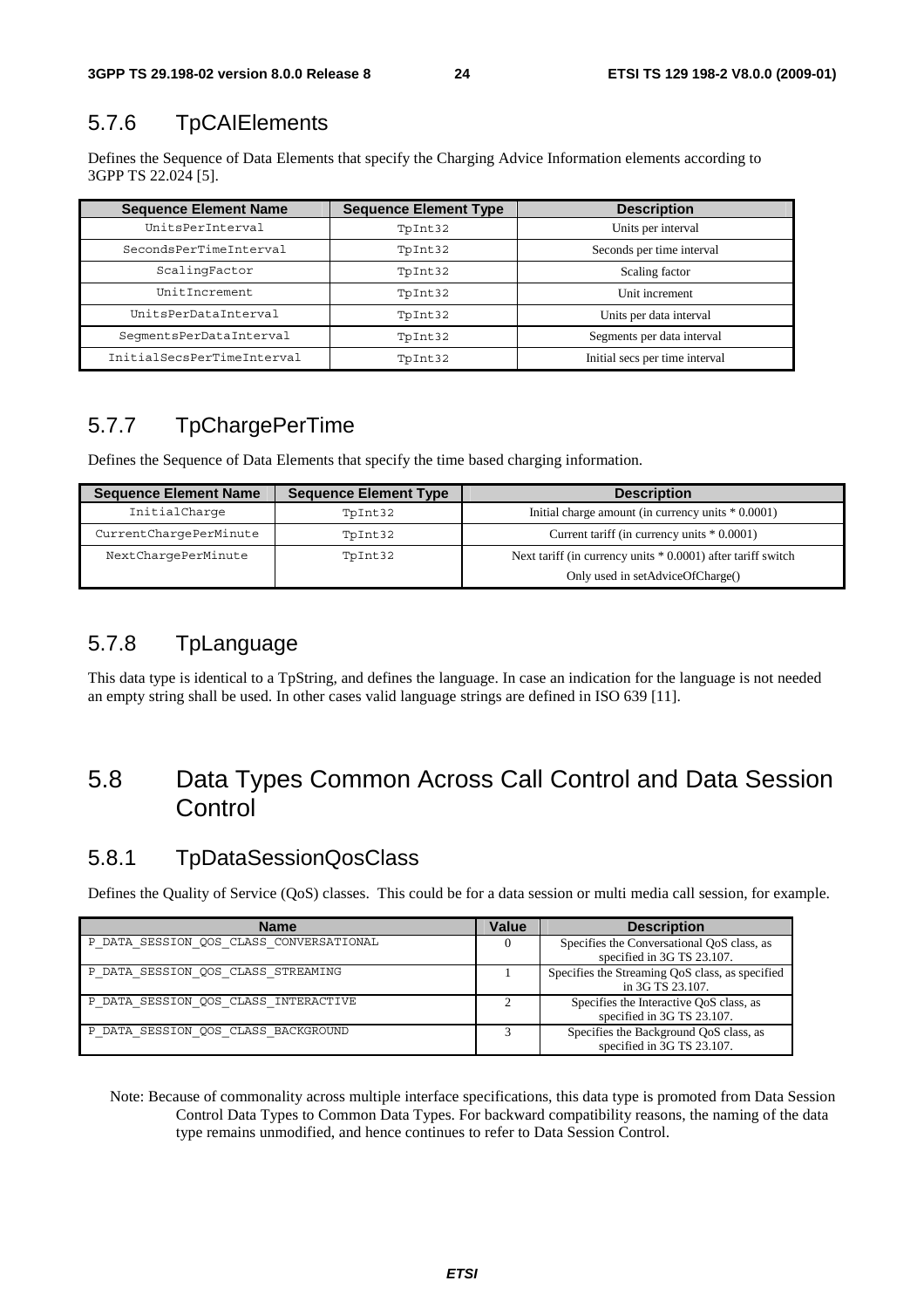### 5.7.6 TpCAIElements

Defines the Sequence of Data Elements that specify the Charging Advice Information elements according to 3GPP TS 22.024 [5].

| Sequence Element Name | Sequence Element Type | Description |
| --- | --- | --- |
| UnitsPerInterval | TpInt32 | Units per interval |
| SecondsPerTimeInterval | TpInt32 | Seconds per time interval |
| ScalingFactor | TpInt32 | Scaling factor |
| UnitIncrement | TpInt32 | Unit increment |
| UnitsPerDataInterval | TpInt32 | Units per data interval |
| SegmentsPerDataInterval | TpInt32 | Segments per data interval |
| InitialSecsPerTimeInterval | TpInt32 | Initial secs per time interval |

### 5.7.7 TpChargePerTime

Defines the Sequence of Data Elements that specify the time based charging information.

| Sequence Element Name | Sequence Element Type | Description |
| --- | --- | --- |
| InitialCharge | TpInt32 | Initial charge amount (in currency units * 0.0001) |
| CurrentChargePerMinute | TpInt32 | Current tariff (in currency units * 0.0001) |
| NextChargePerMinute | TpInt32 | Next tariff (in currency units * 0.0001) after tariff switch<br>Only used in setAdviceOfCharge() |

### 5.7.8 TpLanguage

This data type is identical to a TpString, and defines the language. In case an indication for the language is not needed an empty string shall be used. In other cases valid language strings are defined in ISO 639 [11].

## 5.8 Data Types Common Across Call Control and Data Session Control

### 5.8.1 TpDataSessionQosClass

Defines the Quality of Service (QoS) classes. This could be for a data session or multi media call session, for example.

| Name | Value | Description |
| --- | --- | --- |
| P_DATA_SESSION_QOS_CLASS_CONVERSATIONAL | 0 | Specifies the Conversational QoS class, as specified in 3G TS 23.107. |
| P_DATA_SESSION_QOS_CLASS_STREAMING | 1 | Specifies the Streaming QoS class, as specified in 3G TS 23.107. |
| P_DATA_SESSION_QOS_CLASS_INTERACTIVE | 2 | Specifies the Interactive QoS class, as specified in 3G TS 23.107. |
| P_DATA_SESSION_QOS_CLASS_BACKGROUND | 3 | Specifies the Background QoS class, as specified in 3G TS 23.107. |

Note: Because of commonality across multiple interface specifications, this data type is promoted from Data Session Control Data Types to Common Data Types. For backward compatibility reasons, the naming of the data type remains unmodified, and hence continues to refer to Data Session Control.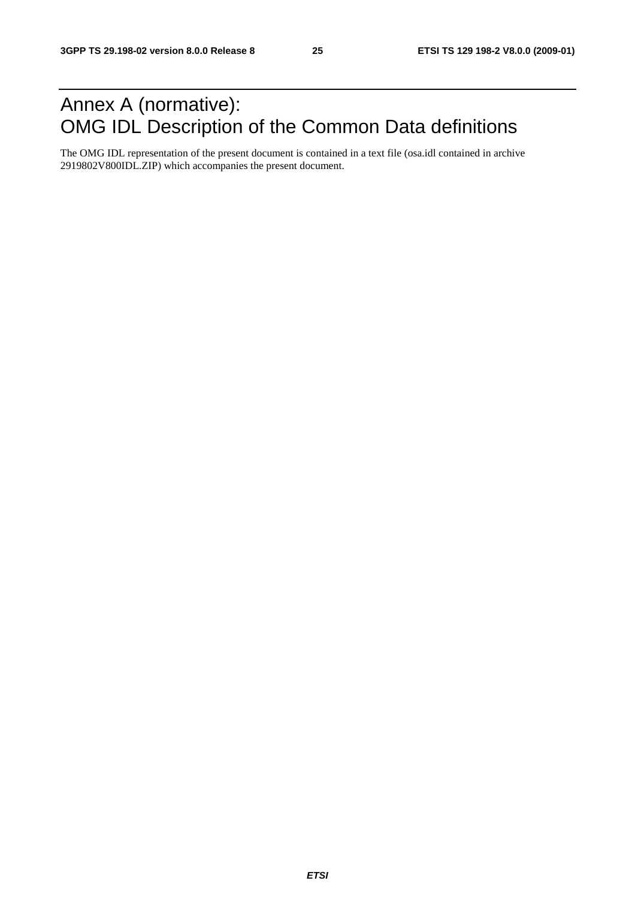# Annex A (normative): OMG IDL Description of the Common Data definitions

The OMG IDL representation of the present document is contained in a text file (osa.idl contained in archive 2919802V800IDL.ZIP) which accompanies the present document.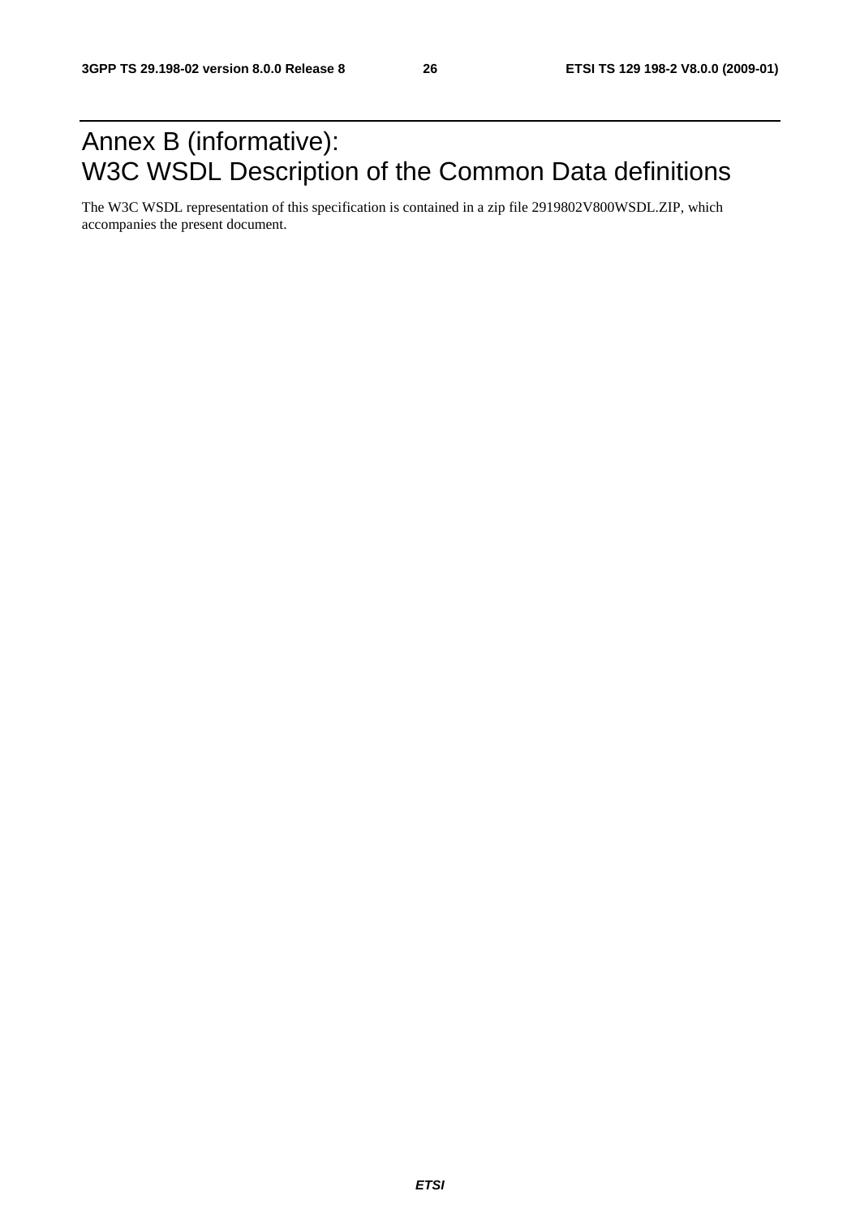# Annex B (informative): W3C WSDL Description of the Common Data definitions

The W3C WSDL representation of this specification is contained in a zip file 2919802V800WSDL.ZIP, which accompanies the present document.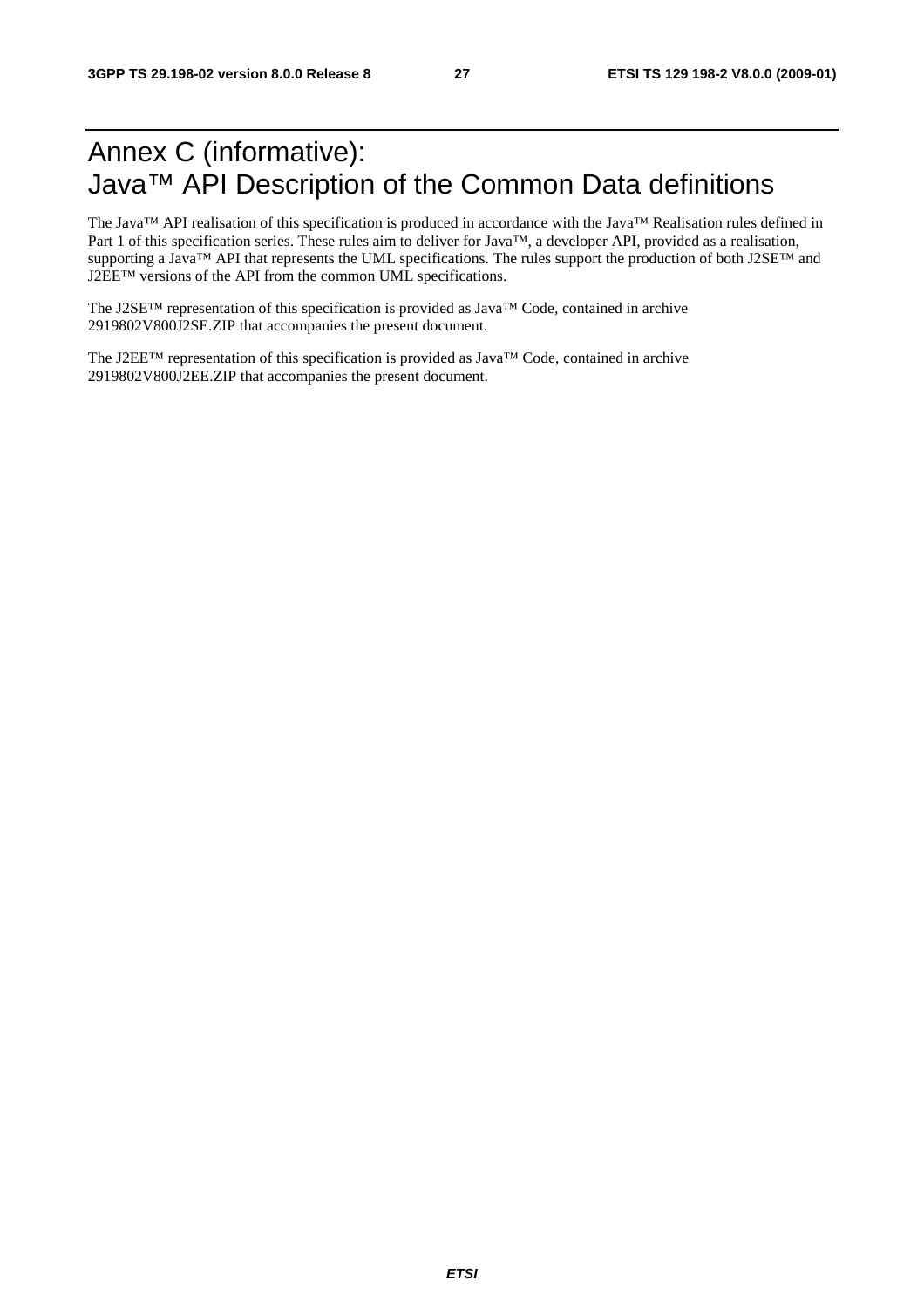# Annex C (informative): Java™ API Description of the Common Data definitions

The Java™ API realisation of this specification is produced in accordance with the Java™ Realisation rules defined in Part 1 of this specification series. These rules aim to deliver for Java™, a developer API, provided as a realisation, supporting a Java™ API that represents the UML specifications. The rules support the production of both J2SE™ and J2EE™ versions of the API from the common UML specifications.

The J2SE™ representation of this specification is provided as Java™ Code, contained in archive 2919802V800J2SE.ZIP that accompanies the present document.

The J2EE™ representation of this specification is provided as Java™ Code, contained in archive 2919802V800J2EE.ZIP that accompanies the present document.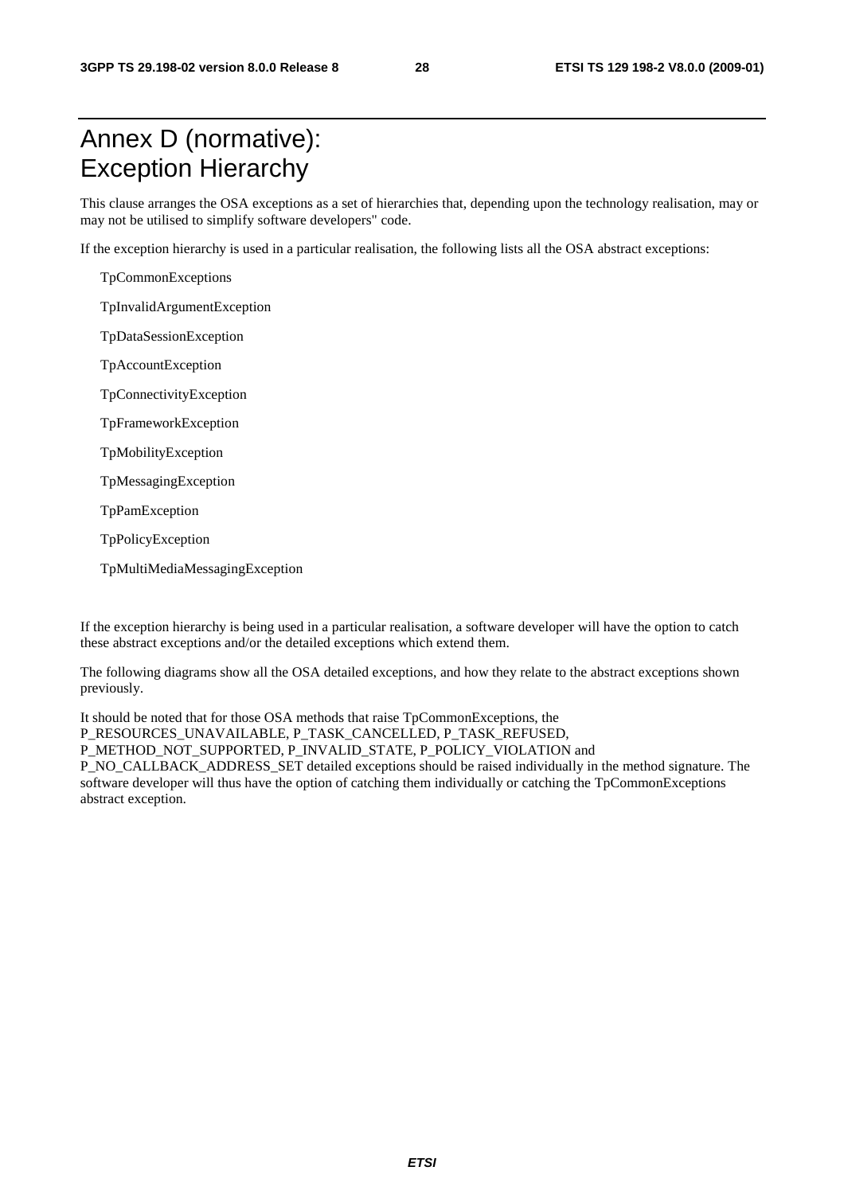# Annex D (normative): Exception Hierarchy

This clause arranges the OSA exceptions as a set of hierarchies that, depending upon the technology realisation, may or may not be utilised to simplify software developers" code.

If the exception hierarchy is used in a particular realisation, the following lists all the OSA abstract exceptions:

TpCommonExceptions

TpInvalidArgumentException

TpDataSessionException

TpAccountException

TpConnectivityException

TpFrameworkException

TpMobilityException

TpMessagingException

TpPamException

TpPolicyException

TpMultiMediaMessagingException

If the exception hierarchy is being used in a particular realisation, a software developer will have the option to catch these abstract exceptions and/or the detailed exceptions which extend them.

The following diagrams show all the OSA detailed exceptions, and how they relate to the abstract exceptions shown previously.

It should be noted that for those OSA methods that raise TpCommonExceptions, the P_RESOURCES_UNAVAILABLE, P_TASK_CANCELLED, P_TASK_REFUSED, P_METHOD_NOT_SUPPORTED, P_INVALID_STATE, P_POLICY_VIOLATION and P_NO_CALLBACK_ADDRESS_SET detailed exceptions should be raised individually in the method signature. The software developer will thus have the option of catching them individually or catching the TpCommonExceptions abstract exception.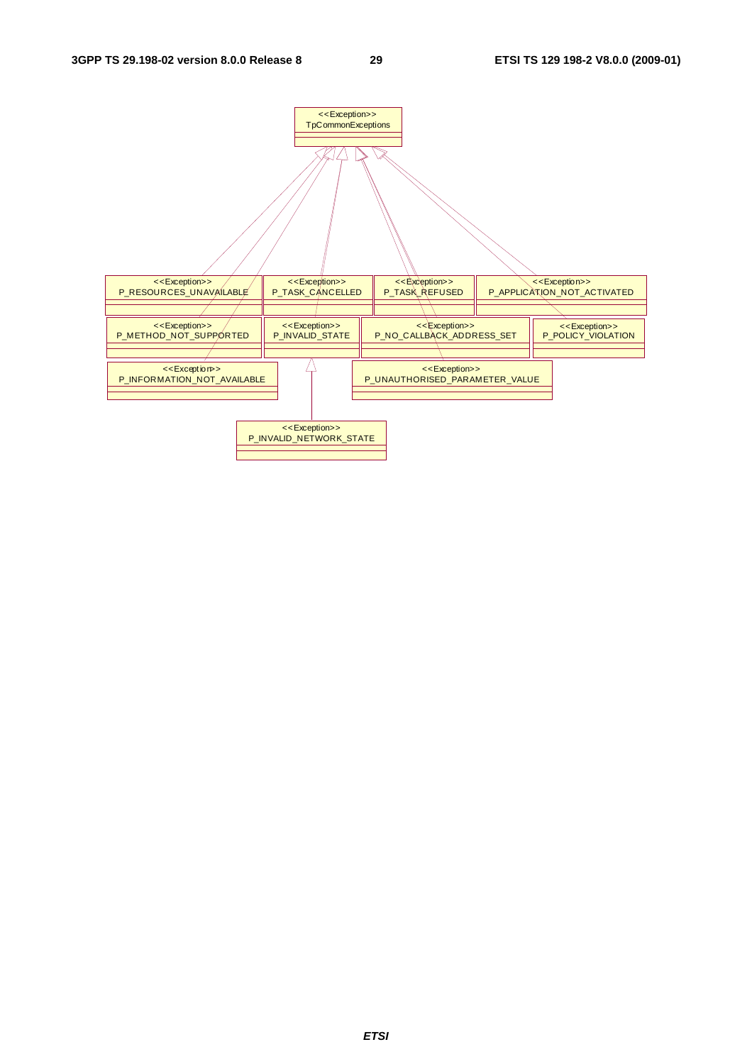<<Exception>>
TpCommonExceptions

<<Exception>>
P_RESOURCES_UNAVAILABLE

<<Exception>>
P_TASK_CANCELLED

<<Exception>>
P_TASK_REFUSED

<<Exception>>
P_APPLICATION_NOT_ACTIVATED

<<Exception>>
P_METHOD_NOT_SUPPORTED

<<Exception>>
P_INVALID_STATE

<<Exception>>
P_NO_CALLBACK_ADDRESS_SET

<<Exception>>
P_POLICY_VIOLATION

<<Exception>>
P_INFORMATION_NOT_AVAILABLE

<<Exception>>
P_UNAUTHORISED_PARAMETER_VALUE

<<Exception>>
P_INVALID_NETWORK_STATE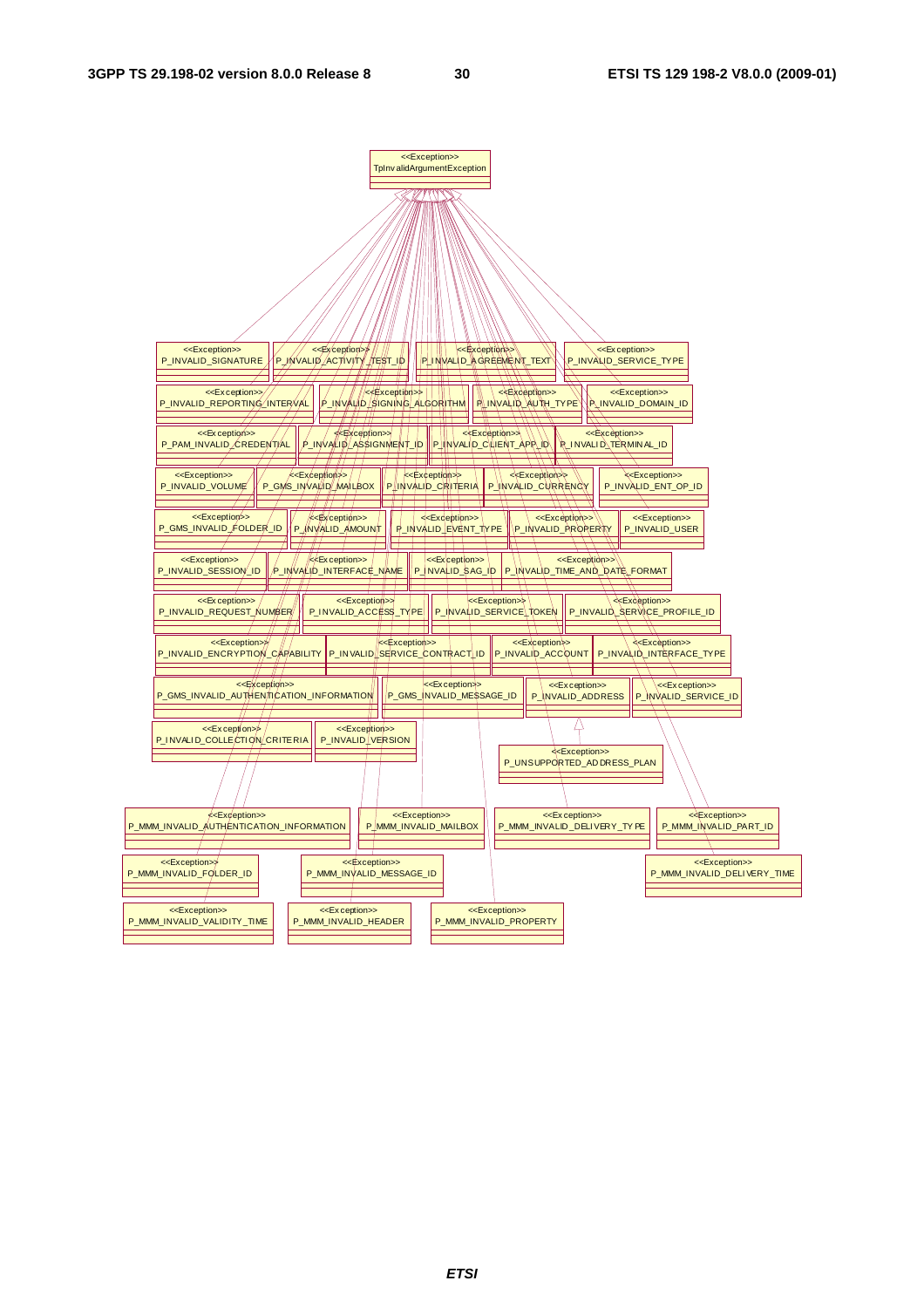<<Exception>>
TpInvalidArgumentException

<<Exception>>
P_INVALID_SIGNATURE

<<Exception>>
P_INVALID_ACTIVITY_TEST_ID

<<Exception>>
P_INVALID_AGREEMENT_TEXT

<<Exception>>
P_INVALID_SERVICE_TYPE

<<Exception>>
P_INVALID_REPORTING_INTERVAL

<<Exception>>
P_INVALID_SIGNING_ALGORITHM

<<Exception>>
P_INVALID_AUTH_TYPE

<<Exception>>
P_INVALID_DOMAIN_ID

<<Exception>>
P_PAM_INVALID_CREDENTIAL

<<Exception>>
P_INVALID_ASSIGNMENT_ID

<<Exception>>
P_INVALID_CLIENT_APP_ID

<<Exception>>
P_INVALID_TERMINAL_ID

<<Exception>>
P_INVALID_VOLUME

<<Exception>>
P_GMS_INVALID_MAILBOX

<<Exception>>
P_INVALID_CRITERIA

<<Exception>>
P_INVALID_CURRENCY

<<Exception>>
P_INVALID_ENT_OP_ID

<<Exception>>
P_GMS_INVALID_FOLDER_ID

<<Exception>>
P_INVALID_AMOUNT

<<Exception>>
P_INVALID_EVENT_TYPE

<<Exception>>
P_INVALID_PROPERTY

<<Exception>>
P_INVALID_USER

<<Exception>>
P_INVALID_SESSION_ID

<<Exception>>
P_INVALID_INTERFACE_NAME

<<Exception>>
P_INVALID_SAG_ID

<<Exception>>
P_INVALID_TIME_AND_DATE_FORMAT

<<Exception>>
P_INVALID_REQUEST_NUMBER

<<Exception>>
P_INVALID_ACCESS_TYPE

<<Exception>>
P_INVALID_SERVICE_TOKEN

<<Exception>>
P_INVALID_SERVICE_PROFILE_ID

<<Exception>>
P_INVALID_ENCRYPTION_CAPABILITY

<<Exception>>
P_INVALID_SERVICE_CONTRACT_ID

<<Exception>>
P_INVALID_ACCOUNT

<<Exception>>
P_INVALID_INTERFACE_TYPE

<<Exception>>
P_GMS_INVALID_AUTHENTICATION_INFORMATION

<<Exception>>
P_GMS_INVALID_MESSAGE_ID

<<Exception>>
P_INVALID_ADDRESS

<<Exception>>
P_INVALID_SERVICE_ID

<<Exception>>
P_INVALID_COLLECTION_CRITERIA

<<Exception>>
P_INVALID_VERSION

<<Exception>>
P_UNSUPPORTED_ADDRESS_PLAN

<<Exception>>
P_MMM_INVALID_AUTHENTICATION_INFORMATION

<<Exception>>
P_MMM_INVALID_MAILBOX

<<Exception>>
P_MMM_INVALID_DELIVERY_TYPE

<<Exception>>
P_MMM_INVALID_PART_ID

<<Exception>>
P_MMM_INVALID_FOLDER_ID

<<Exception>>
P_MMM_INVALID_MESSAGE_ID

<<Exception>>
P_MMM_INVALID_DELIVERY_TIME

<<Exception>>
P_MMM_INVALID_VALIDITY_TIME

<<Exception>>
P_MMM_INVALID_HEADER

<<Exception>>
P_MMM_INVALID_PROPERTY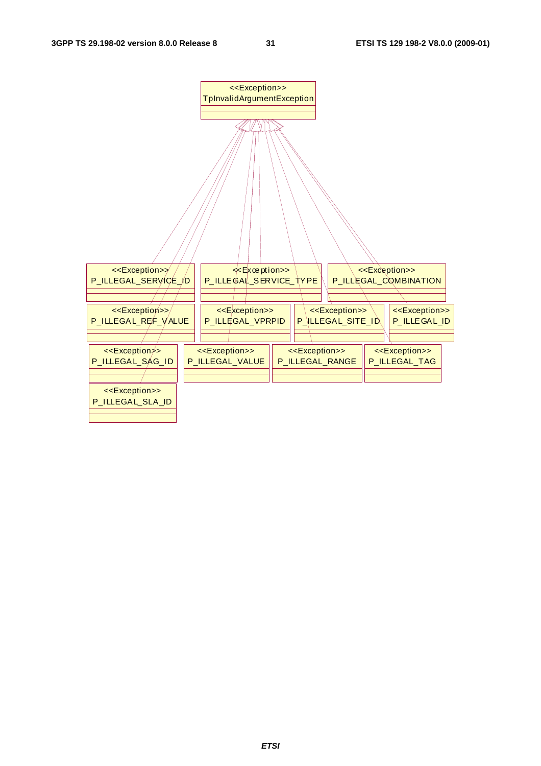<<Exception>>
TpInvalidArgumentException

<<Exception>>
P_ILLEGAL_SERVICE_ID

<<Exception>>
P_ILLEGAL_SERVICE_TYPE

<<Exception>>
P_ILLEGAL_COMBINATION

<<Exception>>
P_ILLEGAL_REF_VALUE

<<Exception>>
P_ILLEGAL_VPRPID

<<Exception>>
P_ILLEGAL_SITE_ID

<<Exception>>
P_ILLEGAL_ID

<<Exception>>
P_ILLEGAL_SAG_ID

<<Exception>>
P_ILLEGAL_VALUE

<<Exception>>
P_ILLEGAL_RANGE

<<Exception>>
P_ILLEGAL_TAG

<<Exception>>
P_ILLEGAL_SLA_ID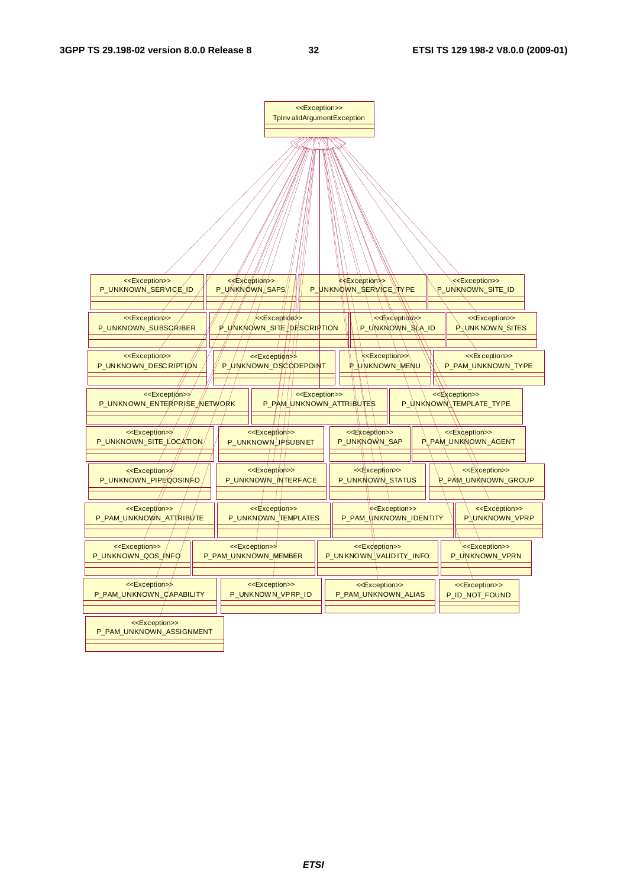<<Exception>>
TpInvalidArgumentException

<<Exception>>
P_UNKNOWN_SERVICE_ID

<<Exception>>
P_UNKNOWN_SAPS

<<Exception>>
P_UNKNOWN_SERVICE_TYPE

<<Exception>>
P_UNKNOWN_SITE_ID

<<Exception>>
P_UNKNOWN_SUBSCRIBER

<<Exception>>
P_UNKNOWN_SITE_DESCRIPTION

<<Exception>>
P_UNKNOWN_SLA_ID

<<Exception>>
P_UNKNOWN_SITES

<<Exception>>
P_UNKNOWN_DESCRIPTION

<<Exception>>
P_UNKNOWN_DSCODEPOINT

<<Exception>>
P_UNKNOWN_MENU

<<Exception>>
P_PAM_UNKNOWN_TYPE

<<Exception>>
P_UNKNOWN_ENTERPRISE_NETWORK

<<Exception>>
P_PAM_UNKNOWN_ATTRIBUTES

<<Exception>>
P_UNKNOWN_TEMPLATE_TYPE

<<Exception>>
P_UNKNOWN_SITE_LOCATION

<<Exception>>
P_UNKNOWN_IPSUBNET

<<Exception>>
P_UNKNOWN_SAP

<<Exception>>
P_PAM_UNKNOWN_AGENT

<<Exception>>
P_UNKNOWN_PIPEQOSINFO

<<Exception>>
P_UNKNOWN_INTERFACE

<<Exception>>
P_UNKNOWN_STATUS

<<Exception>>
P_PAM_UNKNOWN_GROUP

<<Exception>>
P_PAM_UNKNOWN_ATTRIBUTE

<<Exception>>
P_UNKNOWN_TEMPLATES

<<Exception>>
P_PAM_UNKNOWN_IDENTITY

<<Exception>>
P_UNKNOWN_VPRP

<<Exception>>
P_UNKNOWN_QOS_INFO

<<Exception>>
P_PAM_UNKNOWN_MEMBER

<<Exception>>
P_UNKNOWN_VALIDITY_INFO

<<Exception>>
P_UNKNOWN_VPRN

<<Exception>>
P_PAM_UNKNOWN_CAPABILITY

<<Exception>>
P_UNKNOWN_VPRP_ID

<<Exception>>
P_PAM_UNKNOWN_ALIAS

<<Exception>>
P_ID_NOT_FOUND

<<Exception>>
P_PAM_UNKNOWN_ASSIGNMENT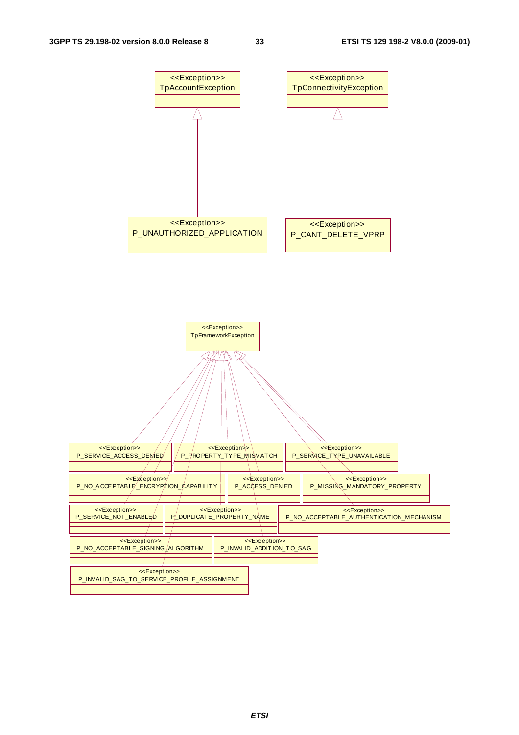<<Exception>>
TpAccountException

<<Exception>>
TpConnectivityException

<<Exception>>
P_UNAUTHORIZED_APPLICATION

<<Exception>>
P_CANT_DELETE_VPRP

<<Exception>>
TpFrameworkException

<<Exception>>
P_SERVICE_ACCESS_DENIED

<<Exception>>
P_PROPERTY_TYPE_MISMATCH

<<Exception>>
P_SERVICE_TYPE_UNAVAILABLE

<<Exception>>
P_NO_ACCEPTABLE_ENCRYPTION_CAPABILITY

<<Exception>>
P_ACCESS_DENIED

<<Exception>>
P_MISSING_MANDATORY_PROPERTY

<<Exception>>
P_SERVICE_NOT_ENABLED

<<Exception>>
P_DUPLICATE_PROPERTY_NAME

<<Exception>>
P_NO_ACCEPTABLE_AUTHENTICATION_MECHANISM

<<Exception>>
P_NO_ACCEPTABLE_SIGNING_ALGORITHM

<<Exception>>
P_INVALID_ADDITION_TO_SAG

<<Exception>>
P_INVALID_SAG_TO_SERVICE_PROFILE_ASSIGNMENT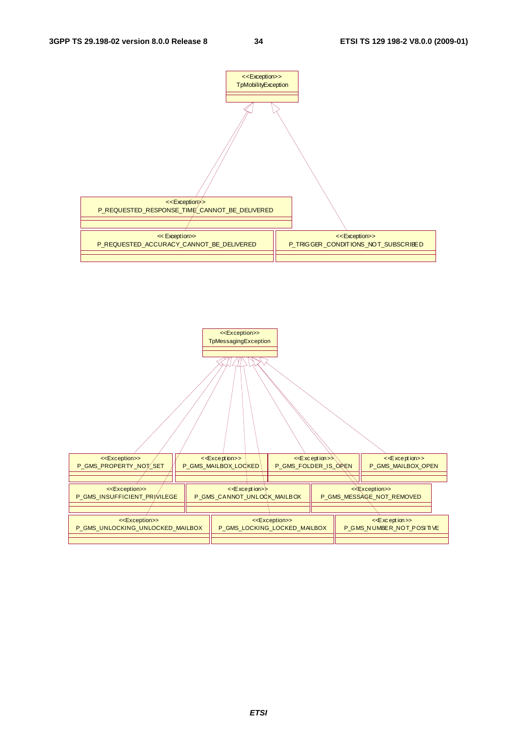<<Exception>>
TpMobilityException

<<Exception>>
P_REQUESTED_RESPONSE_TIME_CANNOT_BE_DELIVERED

<<Exception>>
P_REQUESTED_ACCURACY_CANNOT_BE_DELIVERED

<<Exception>>
P_TRIGGER_CONDITIONS_NOT_SUBSCRIBED

<<Exception>>
TpMessagingException

<<Exception>>
P_GMS_PROPERTY_NOT_SET

<<Exception>>
P_GMS_MAILBOX_LOCKED

<<Exception>>
P_GMS_FOLDER_IS_OPEN

<<Exception>>
P_GMS_MAILBOX_OPEN

<<Exception>>
P_GMS_INSUFFICIENT_PRIVILEGE

<<Exception>>
P_GMS_CANNOT_UNLOCK_MAILBOX

<<Exception>>
P_GMS_MESSAGE_NOT_REMOVED

<<Exception>>
P_GMS_UNLOCKING_UNLOCKED_MAILBOX

<<Exception>>
P_GMS_LOCKING_LOCKED_MAILBOX

<<Exception>>
P_GMS_NUMBER_NOT_POSITIVE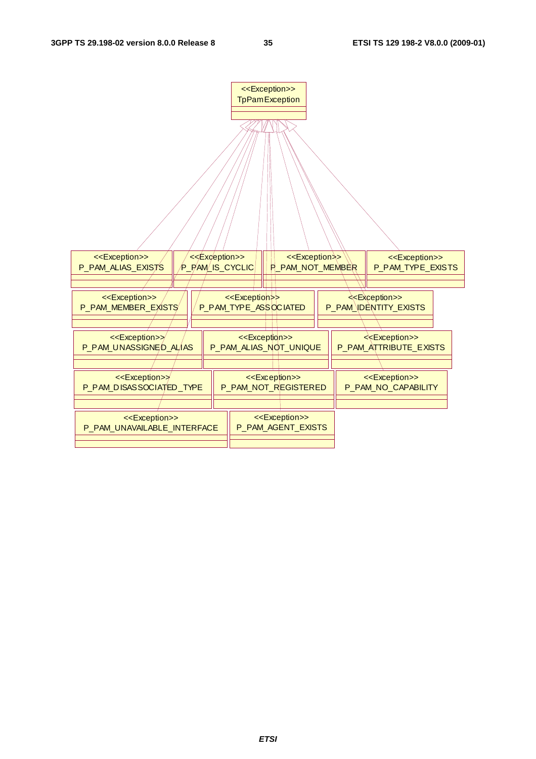<<Exception>>
TpPamException

<<Exception>>
P_PAM_ALIAS_EXISTS

<<Exception>>
P_PAM_IS_CYCLIC

<<Exception>>
P_PAM_NOT_MEMBER

<<Exception>>
P_PAM_TYPE_EXISTS

<<Exception>>
P_PAM_MEMBER_EXISTS

<<Exception>>
P_PAM_TYPE_ASSOCIATED

<<Exception>>
P_PAM_IDENTITY_EXISTS

<<Exception>>
P_PAM_UNASSIGNED_ALIAS

<<Exception>>
P_PAM_ALIAS_NOT_UNIQUE

<<Exception>>
P_PAM_ATTRIBUTE_EXISTS

<<Exception>>
P_PAM_DISASSOCIATED_TYPE

<<Exception>>
P_PAM_NOT_REGISTERED

<<Exception>>
P_PAM_NO_CAPABILITY

<<Exception>>
P_PAM_UNAVAILABLE_INTERFACE

<<Exception>>
P_PAM_AGENT_EXISTS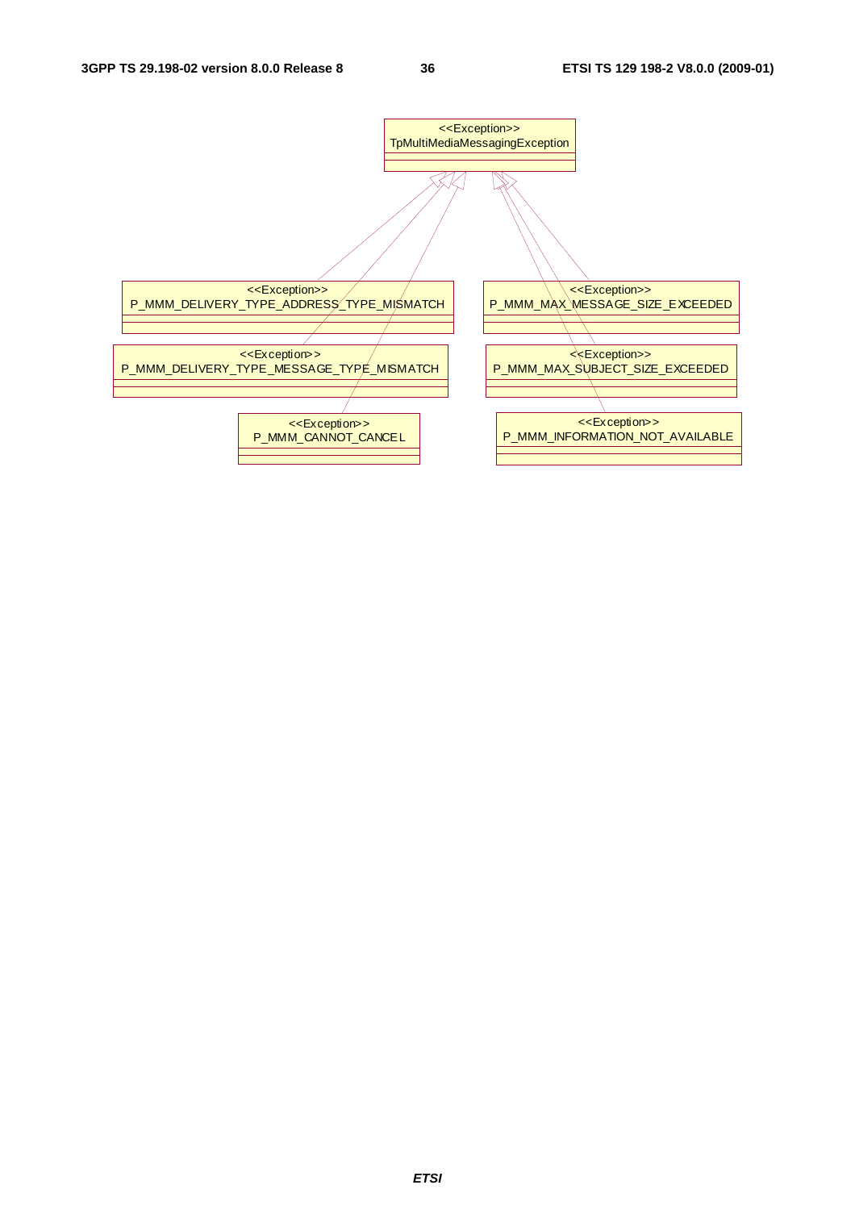<<Exception>>
TpMultiMediaMessagingException

<<Exception>>
P_MMM_DELIVERY_TYPE_ADDRESS_TYPE_MISMATCH

<<Exception>>
P_MMM_DELIVERY_TYPE_MESSAGE_TYPE_MISMATCH

<<Exception>>
P_MMM_CANNOT_CANCEL

<<Exception>>
P_MMM_MAX_MESSAGE_SIZE_EXCEEDED

<<Exception>>
P_MMM_MAX_SUBJECT_SIZE_EXCEEDED

<<Exception>>
P_MMM_INFORMATION_NOT_AVAILABLE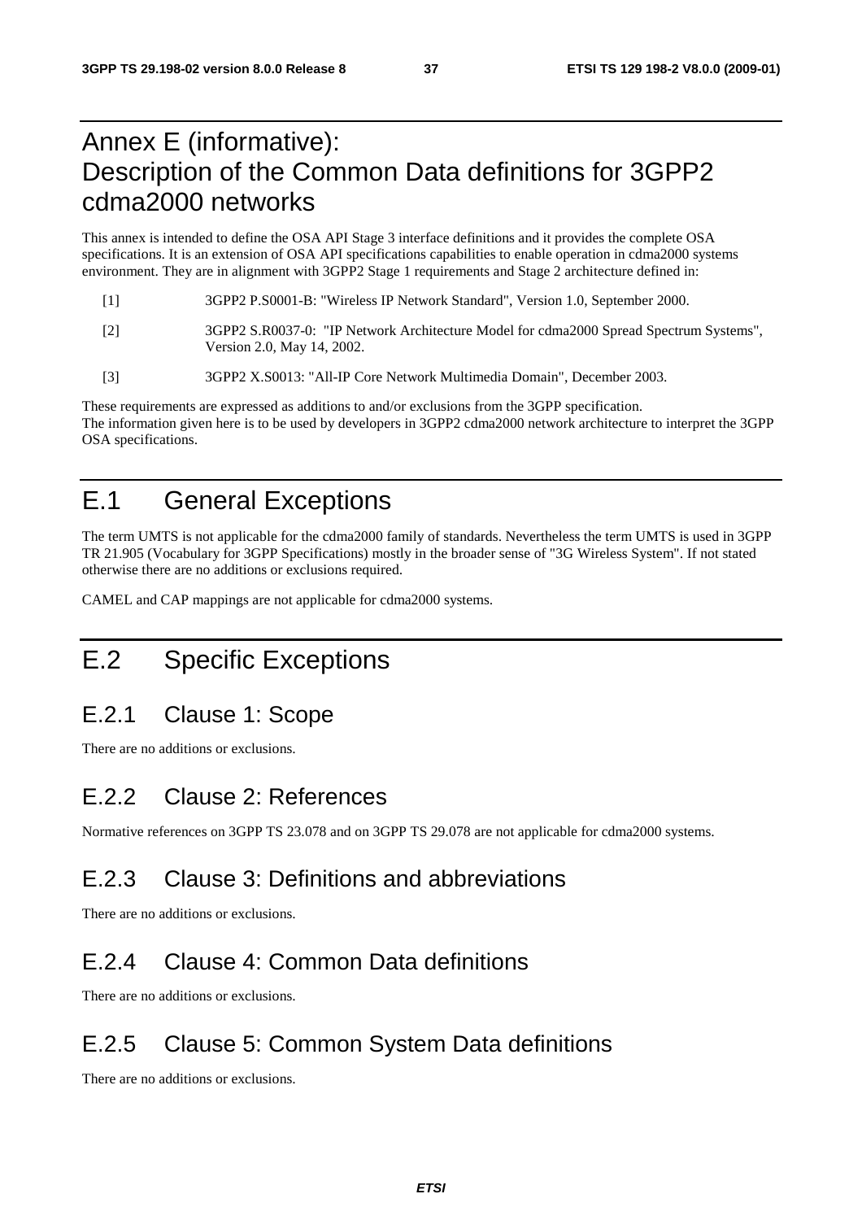# Annex E (informative): Description of the Common Data definitions for 3GPP2 cdma2000 networks

This annex is intended to define the OSA API Stage 3 interface definitions and it provides the complete OSA specifications. It is an extension of OSA API specifications capabilities to enable operation in cdma2000 systems environment. They are in alignment with 3GPP2 Stage 1 requirements and Stage 2 architecture defined in:

[1] 3GPP2 P.S0001-B: "Wireless IP Network Standard", Version 1.0, September 2000.

[2] 3GPP2 S.R0037-0: "IP Network Architecture Model for cdma2000 Spread Spectrum Systems", Version 2.0, May 14, 2002.

[3] 3GPP2 X.S0013: "All-IP Core Network Multimedia Domain", December 2003.

These requirements are expressed as additions to and/or exclusions from the 3GPP specification.
The information given here is to be used by developers in 3GPP2 cdma2000 network architecture to interpret the 3GPP OSA specifications.

# E.1 General Exceptions

The term UMTS is not applicable for the cdma2000 family of standards. Nevertheless the term UMTS is used in 3GPP TR 21.905 (Vocabulary for 3GPP Specifications) mostly in the broader sense of "3G Wireless System". If not stated otherwise there are no additions or exclusions required.

CAMEL and CAP mappings are not applicable for cdma2000 systems.

# E.2 Specific Exceptions

## E.2.1 Clause 1: Scope

There are no additions or exclusions.

## E.2.2 Clause 2: References

Normative references on 3GPP TS 23.078 and on 3GPP TS 29.078 are not applicable for cdma2000 systems.

## E.2.3 Clause 3: Definitions and abbreviations

There are no additions or exclusions.

## E.2.4 Clause 4: Common Data definitions

There are no additions or exclusions.

## E.2.5 Clause 5: Common System Data definitions

There are no additions or exclusions.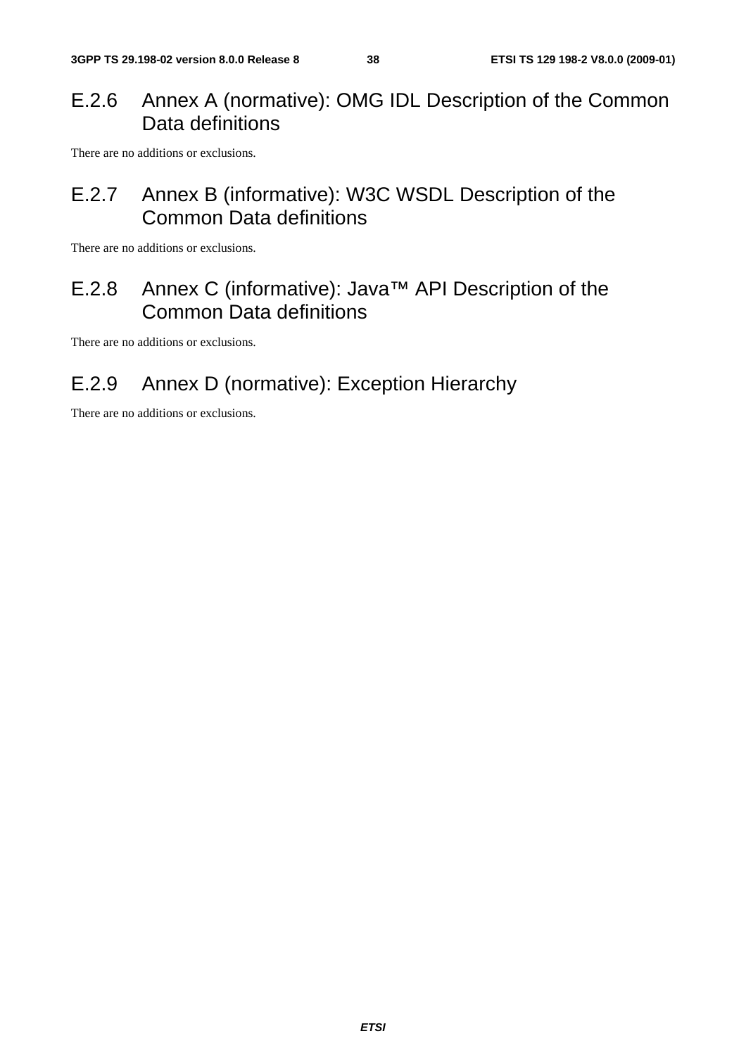### E.2.6 Annex A (normative): OMG IDL Description of the Common Data definitions

There are no additions or exclusions.

### E.2.7 Annex B (informative): W3C WSDL Description of the Common Data definitions

There are no additions or exclusions.

### E.2.8 Annex C (informative): Java™ API Description of the Common Data definitions

There are no additions or exclusions.

### E.2.9 Annex D (normative): Exception Hierarchy

There are no additions or exclusions.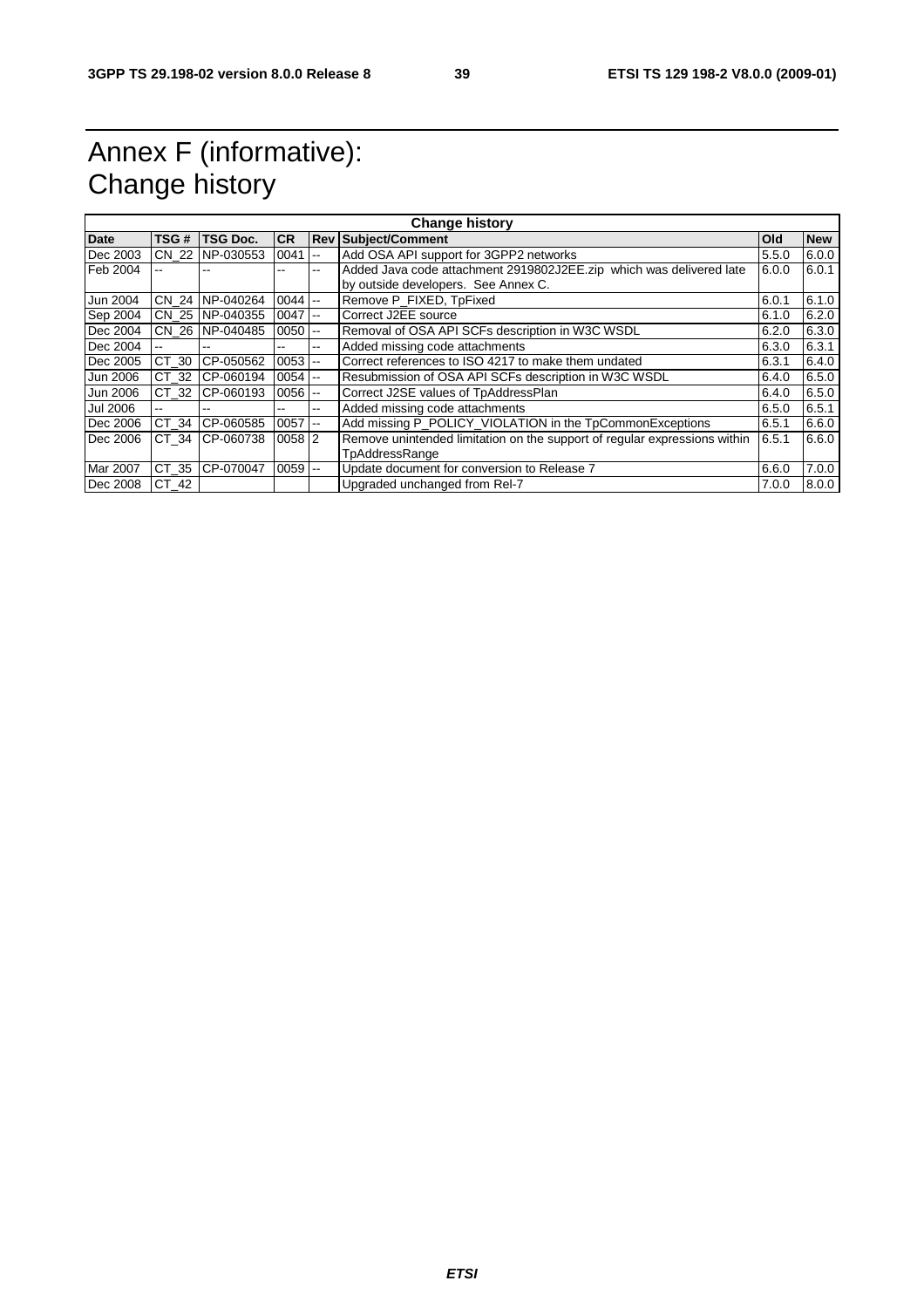# Annex F (informative): Change history

| Change history | | | | | | | |
|---|---|---|---|---|---|---|---|
| **Date** | **TSG #** | **TSG Doc.** | **CR** | **Rev** | **Subject/Comment** | **Old** | **New** |
| Dec 2003 | CN_22 | NP-030553 | 0041 | -- | Add OSA API support for 3GPP2 networks | 5.5.0 | 6.0.0 |
| Feb 2004 | -- | -- | -- | -- | Added Java code attachment 2919802J2EE.zip which was delivered late by outside developers. See Annex C. | 6.0.0 | 6.0.1 |
| Jun 2004 | CN_24 | NP-040264 | 0044 | -- | Remove P_FIXED, TpFixed | 6.0.1 | 6.1.0 |
| Sep 2004 | CN_25 | NP-040355 | 0047 | -- | Correct J2EE source | 6.1.0 | 6.2.0 |
| Dec 2004 | CN_26 | NP-040485 | 0050 | -- | Removal of OSA API SCFs description in W3C WSDL | 6.2.0 | 6.3.0 |
| Dec 2004 | -- | -- | -- | -- | Added missing code attachments | 6.3.0 | 6.3.1 |
| Dec 2005 | CT_30 | CP-050562 | 0053 | -- | Correct references to ISO 4217 to make them undated | 6.3.1 | 6.4.0 |
| Jun 2006 | CT_32 | CP-060194 | 0054 | -- | Resubmission of OSA API SCFs description in W3C WSDL | 6.4.0 | 6.5.0 |
| Jun 2006 | CT_32 | CP-060193 | 0056 | -- | Correct J2SE values of TpAddressPlan | 6.4.0 | 6.5.0 |
| Jul 2006 | -- | -- | -- | -- | Added missing code attachments | 6.5.0 | 6.5.1 |
| Dec 2006 | CT_34 | CP-060585 | 0057 | -- | Add missing P_POLICY_VIOLATION in the TpCommonExceptions | 6.5.1 | 6.6.0 |
| Dec 2006 | CT_34 | CP-060738 | 0058 | 2 | Remove unintended limitation on the support of regular expressions within TpAddressRange | 6.5.1 | 6.6.0 |
| Mar 2007 | CT_35 | CP-070047 | 0059 | -- | Update document for conversion to Release 7 | 6.6.0 | 7.0.0 |
| Dec 2008 | CT_42 | | | | Upgraded unchanged from Rel-7 | 7.0.0 | 8.0.0 |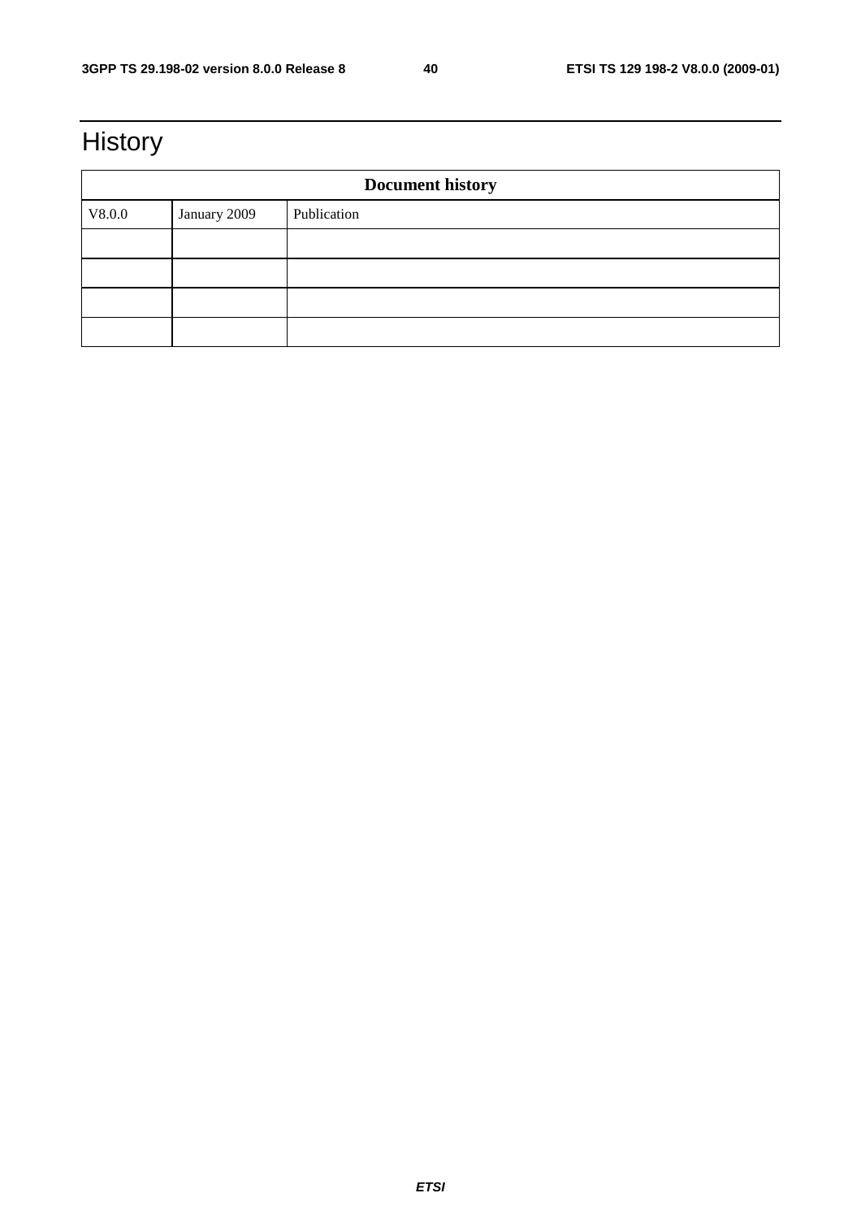# History

| Document history | | |
|---|---|---|
| V8.0.0 | January 2009 | Publication |
| | | |
| | | |
| | | |
| | | |